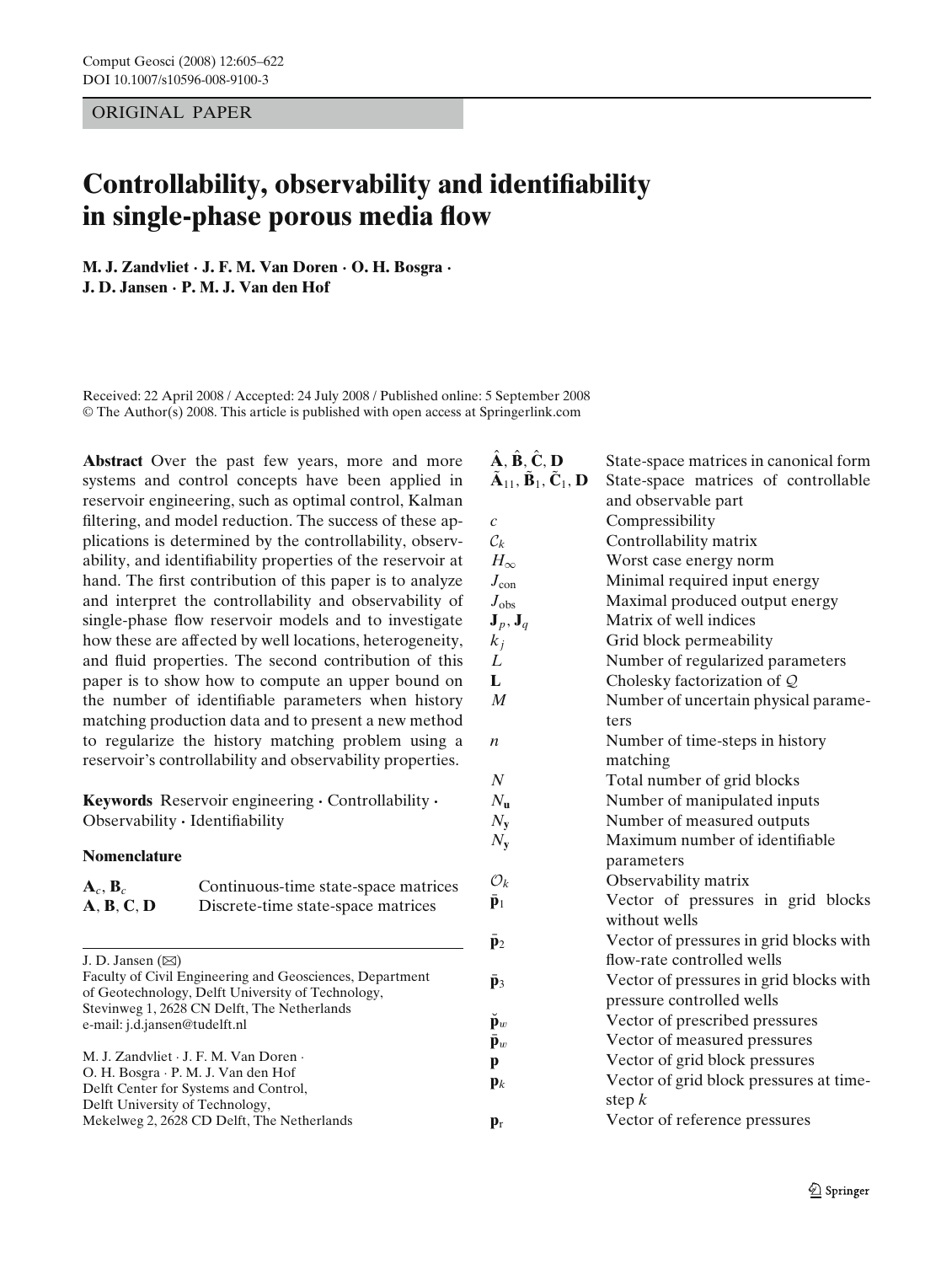ORIGINAL PAPER

# Controllability, observability and identifiability in single-phase porous media flow

**M. J. Zandvliet · J. F. M. Van Doren · O. H. Bosgra · J. D. Jansen · P. M. J. Van den Hof**

Received: 22 April 2008 / Accepted: 24 July 2008 / Published online: 5 September 2008
© The Author(s) 2008. This article is published with open access at Springerlink.com

**Abstract** Over the past few years, more and more systems and control concepts have been applied in reservoir engineering, such as optimal control, Kalman filtering, and model reduction. The success of these applications is determined by the controllability, observability, and identifiability properties of the reservoir at hand. The first contribution of this paper is to analyze and interpret the controllability and observability of single-phase flow reservoir models and to investigate how these are affected by well locations, heterogeneity, and fluid properties. The second contribution of this paper is to show how to compute an upper bound on the number of identifiable parameters when history matching production data and to present a new method to regularize the history matching problem using a reservoir's controllability and observability properties.

**Keywords** Reservoir engineering · Controllability · Observability · Identifiability

**Nomenclature**

| | |
|---|---|
| $\mathbf{A}_c$, $\mathbf{B}_c$ | Continuous-time state-space matrices |
| $\mathbf{A}$, $\mathbf{B}$, $\mathbf{C}$, $\mathbf{D}$ | Discrete-time state-space matrices |
| $\hat{\mathbf{A}}$, $\hat{\mathbf{B}}$, $\hat{\mathbf{C}}$, $\mathbf{D}$ | State-space matrices in canonical form |
| $\tilde{\mathbf{A}}_{11}$, $\tilde{\mathbf{B}}_1$, $\tilde{\mathbf{C}}_1$, $\mathbf{D}$ | State-space matrices of controllable and observable part |
| $c$ | Compressibility |
| $\mathcal{C}_k$ | Controllability matrix |
| $H_\infty$ | Worst case energy norm |
| $J_{\text{con}}$ | Minimal required input energy |
| $J_{\text{obs}}$ | Maximal produced output energy |
| $\mathbf{J}_p$, $\mathbf{J}_q$ | Matrix of well indices |
| $k_j$ | Grid block permeability |
| $L$ | Number of regularized parameters |
| $\mathbf{L}$ | Cholesky factorization of $\mathcal{Q}$ |
| $M$ | Number of uncertain physical parameters |
| $n$ | Number of time-steps in history matching |
| $N$ | Total number of grid blocks |
| $N_\mathbf{u}$ | Number of manipulated inputs |
| $N_\mathbf{y}$ | Number of measured outputs |
| $N_\mathbf{y}$ | Maximum number of identifiable parameters |
| $\mathcal{O}_k$ | Observability matrix |
| $\bar{\mathbf{p}}_1$ | Vector of pressures in grid blocks without wells |
| $\bar{\mathbf{p}}_2$ | Vector of pressures in grid blocks with flow-rate controlled wells |
| $\bar{\mathbf{p}}_3$ | Vector of pressures in grid blocks with pressure controlled wells |
| $\breve{\mathbf{p}}_w$ | Vector of prescribed pressures |
| $\bar{\mathbf{p}}_w$ | Vector of measured pressures |
| $\mathbf{p}$ | Vector of grid block pressures |
| $\mathbf{p}_k$ | Vector of grid block pressures at time-step $k$ |
| $\mathbf{p}_r$ | Vector of reference pressures |

J. D. Jansen (✉)
Faculty of Civil Engineering and Geosciences, Department of Geotechnology, Delft University of Technology, Stevinweg 1, 2628 CN Delft, The Netherlands
e-mail: j.d.jansen@tudelft.nl

M. J. Zandvliet · J. F. M. Van Doren · O. H. Bosgra · P. M. J. Van den Hof
Delft Center for Systems and Control, Delft University of Technology, Mekelweg 2, 2628 CD Delft, The Netherlands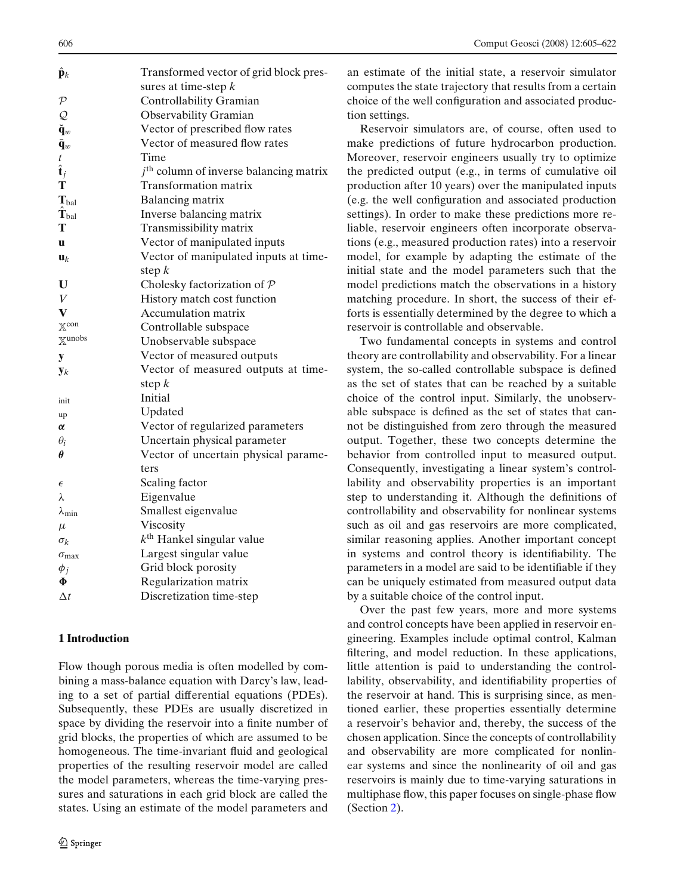| | |
|---|---|
| $\hat{\mathbf{p}}_k$ | Transformed vector of grid block pressures at time-step $k$ |
| $\mathcal{P}$ | Controllability Gramian |
| $\mathcal{Q}$ | Observability Gramian |
| $\breve{\mathbf{q}}_w$ | Vector of prescribed flow rates |
| $\bar{\mathbf{q}}_w$ | Vector of measured flow rates |
| $t$ | Time |
| $\hat{\mathbf{t}}_j$ | $j^{\text{th}}$ column of inverse balancing matrix |
| $\mathbf{T}$ | Transformation matrix |
| $\mathbf{T}_{\text{bal}}$ | Balancing matrix |
| $\hat{\mathbf{T}}_{\text{bal}}$ | Inverse balancing matrix |
| $\mathbf{T}$ | Transmissibility matrix |
| $\mathbf{u}$ | Vector of manipulated inputs |
| $\mathbf{u}_k$ | Vector of manipulated inputs at time-step $k$ |
| $\mathbf{U}$ | Cholesky factorization of $\mathcal{P}$ |
| $V$ | History match cost function |
| $\mathbf{V}$ | Accumulation matrix |
| $\mathbb{X}^{\text{con}}$ | Controllable subspace |
| $\mathbb{X}^{\text{unobs}}$ | Unobservable subspace |
| $\mathbf{y}$ | Vector of measured outputs |
| $\mathbf{y}_k$ | Vector of measured outputs at time-step $k$ |
| init | Initial |
| up | Updated |
| $\boldsymbol{\alpha}$ | Vector of regularized parameters |
| $\theta_i$ | Uncertain physical parameter |
| $\boldsymbol{\theta}$ | Vector of uncertain physical parameters |
| $\epsilon$ | Scaling factor |
| $\lambda$ | Eigenvalue |
| $\lambda_{\text{min}}$ | Smallest eigenvalue |
| $\mu$ | Viscosity |
| $\sigma_k$ | $k^{\text{th}}$ Hankel singular value |
| $\sigma_{\text{max}}$ | Largest singular value |
| $\phi_j$ | Grid block porosity |
| $\boldsymbol{\Phi}$ | Regularization matrix |
| $\Delta t$ | Discretization time-step |

## 1 Introduction

Flow though porous media is often modelled by combining a mass-balance equation with Darcy's law, leading to a set of partial differential equations (PDEs). Subsequently, these PDEs are usually discretized in space by dividing the reservoir into a finite number of grid blocks, the properties of which are assumed to be homogeneous. The time-invariant fluid and geological properties of the resulting reservoir model are called the model parameters, whereas the time-varying pressures and saturations in each grid block are called the states. Using an estimate of the model parameters and an estimate of the initial state, a reservoir simulator computes the state trajectory that results from a certain choice of the well configuration and associated production settings.

Reservoir simulators are, of course, often used to make predictions of future hydrocarbon production. Moreover, reservoir engineers usually try to optimize the predicted output (e.g., in terms of cumulative oil production after 10 years) over the manipulated inputs (e.g. the well configuration and associated production settings). In order to make these predictions more reliable, reservoir engineers often incorporate observations (e.g., measured production rates) into a reservoir model, for example by adapting the estimate of the initial state and the model parameters such that the model predictions match the observations in a history matching procedure. In short, the success of their efforts is essentially determined by the degree to which a reservoir is controllable and observable.

Two fundamental concepts in systems and control theory are controllability and observability. For a linear system, the so-called controllable subspace is defined as the set of states that can be reached by a suitable choice of the control input. Similarly, the unobservable subspace is defined as the set of states that cannot be distinguished from zero through the measured output. Together, these two concepts determine the behavior from controlled input to measured output. Consequently, investigating a linear system's controllability and observability properties is an important step to understanding it. Although the definitions of controllability and observability for nonlinear systems such as oil and gas reservoirs are more complicated, similar reasoning applies. Another important concept in systems and control theory is identifiability. The parameters in a model are said to be identifiable if they can be uniquely estimated from measured output data by a suitable choice of the control input.

Over the past few years, more and more systems and control concepts have been applied in reservoir engineering. Examples include optimal control, Kalman filtering, and model reduction. In these applications, little attention is paid to understanding the controllability, observability, and identifiability properties of the reservoir at hand. This is surprising since, as mentioned earlier, these properties essentially determine a reservoir's behavior and, thereby, the success of the chosen application. Since the concepts of controllability and observability are more complicated for nonlinear systems and since the nonlinearity of oil and gas reservoirs is mainly due to time-varying saturations in multiphase flow, this paper focuses on single-phase flow (Section 2).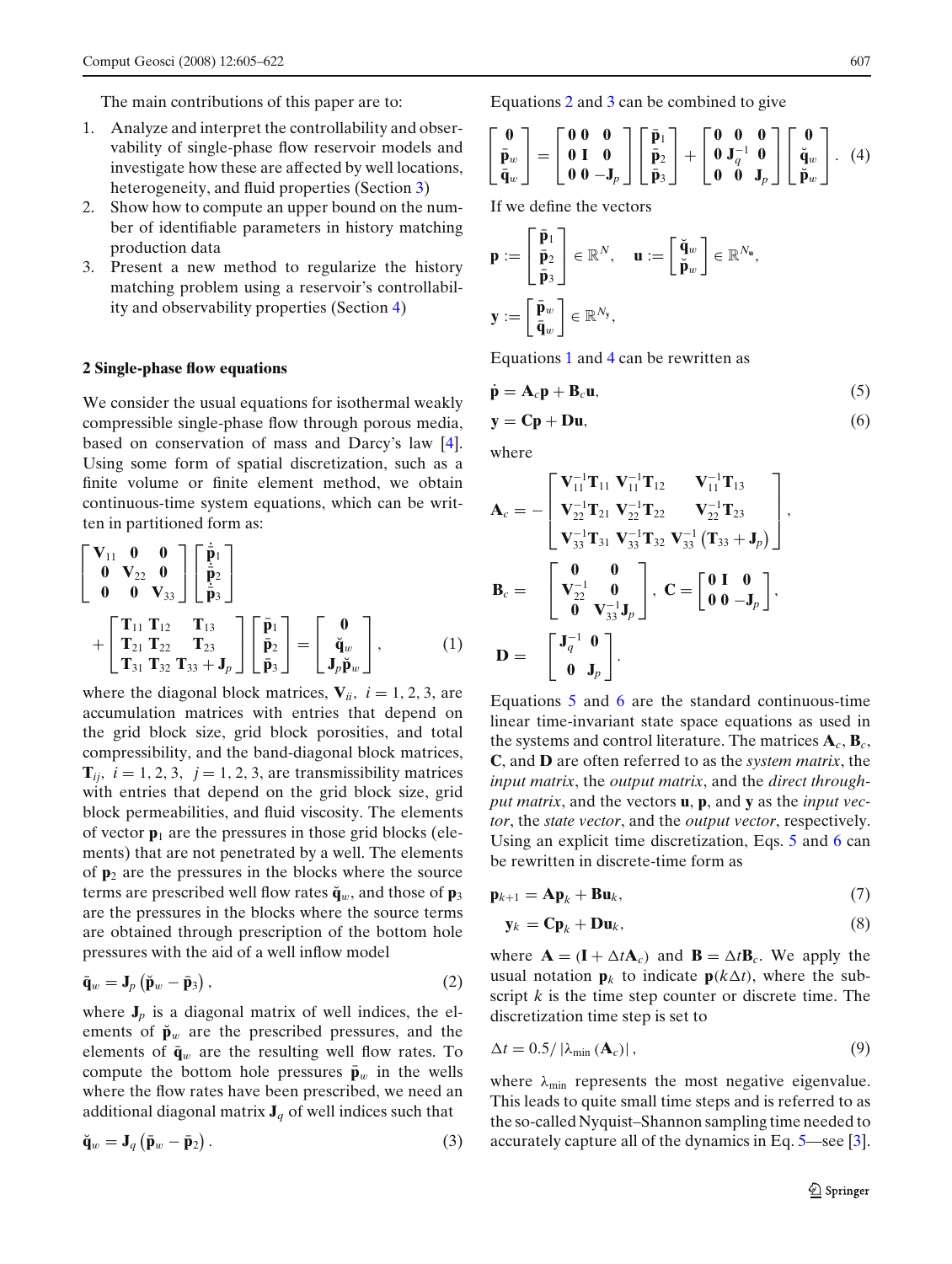The main contributions of this paper are to:

1. Analyze and interpret the controllability and observability of single-phase flow reservoir models and investigate how these are affected by well locations, heterogeneity, and fluid properties (Section 3)
2. Show how to compute an upper bound on the number of identifiable parameters in history matching production data
3. Present a new method to regularize the history matching problem using a reservoir's controllability and observability properties (Section 4)

## 2 Single-phase flow equations

We consider the usual equations for isothermal weakly compressible single-phase flow through porous media, based on conservation of mass and Darcy's law [4]. Using some form of spatial discretization, such as a finite volume or finite element method, we obtain continuous-time system equations, which can be written in partitioned form as:

$$\begin{bmatrix} \mathbf{V}_{11} & \mathbf{0} & \mathbf{0} \\ \mathbf{0} & \mathbf{V}_{22} & \mathbf{0} \\ \mathbf{0} & \mathbf{0} & \mathbf{V}_{33} \end{bmatrix} \begin{bmatrix} \dot{\bar{\mathbf{p}}}_1 \\ \dot{\bar{\mathbf{p}}}_2 \\ \dot{\bar{\mathbf{p}}}_3 \end{bmatrix} + \begin{bmatrix} \mathbf{T}_{11} & \mathbf{T}_{12} & \mathbf{T}_{13} \\ \mathbf{T}_{21} & \mathbf{T}_{22} & \mathbf{T}_{23} \\ \mathbf{T}_{31} & \mathbf{T}_{32} & \mathbf{T}_{33} + \mathbf{J}_p \end{bmatrix} \begin{bmatrix} \bar{\mathbf{p}}_1 \\ \bar{\mathbf{p}}_2 \\ \bar{\mathbf{p}}_3 \end{bmatrix} = \begin{bmatrix} \mathbf{0} \\ \breve{\mathbf{q}}_w \\ \mathbf{J}_p \breve{\mathbf{p}}_w \end{bmatrix}, \tag{1}$$

where the diagonal block matrices, $\mathbf{V}_{ii}$, $i = 1, 2, 3$, are accumulation matrices with entries that depend on the grid block size, grid block porosities, and total compressibility, and the band-diagonal block matrices, $\mathbf{T}_{ij}$, $i = 1, 2, 3$, $j = 1, 2, 3$, are transmissibility matrices with entries that depend on the grid block size, grid block permeabilities, and fluid viscosity. The elements of vector $\mathbf{p}_1$ are the pressures in those grid blocks (elements) that are not penetrated by a well. The elements of $\mathbf{p}_2$ are the pressures in the blocks where the source terms are prescribed well flow rates $\breve{\mathbf{q}}_w$, and those of $\mathbf{p}_3$ are the pressures in the blocks where the source terms are obtained through prescription of the bottom hole pressures with the aid of a well inflow model

$$\bar{\mathbf{q}}_w = \mathbf{J}_p \left( \breve{\mathbf{p}}_w - \bar{\mathbf{p}}_3 \right), \tag{2}$$

where $\mathbf{J}_p$ is a diagonal matrix of well indices, the elements of $\breve{\mathbf{p}}_w$ are the prescribed pressures, and the elements of $\bar{\mathbf{q}}_w$ are the resulting well flow rates. To compute the bottom hole pressures $\bar{\mathbf{p}}_w$ in the wells where the flow rates have been prescribed, we need an additional diagonal matrix $\mathbf{J}_q$ of well indices such that

$$\breve{\mathbf{q}}_w = \mathbf{J}_q \left( \bar{\mathbf{p}}_w - \bar{\mathbf{p}}_2 \right). \tag{3}$$

Equations 2 and 3 can be combined to give

$$\begin{bmatrix} \mathbf{0} \\ \bar{\mathbf{p}}_w \\ \bar{\mathbf{q}}_w \end{bmatrix} = \begin{bmatrix} \mathbf{0} & \mathbf{0} & \mathbf{0} \\ \mathbf{0} & \mathbf{I} & \mathbf{0} \\ \mathbf{0} & \mathbf{0} & -\mathbf{J}_p \end{bmatrix} \begin{bmatrix} \bar{\mathbf{p}}_1 \\ \bar{\mathbf{p}}_2 \\ \bar{\mathbf{p}}_3 \end{bmatrix} + \begin{bmatrix} \mathbf{0} & \mathbf{0} & \mathbf{0} \\ \mathbf{0} & \mathbf{J}_q^{-1} & \mathbf{0} \\ \mathbf{0} & \mathbf{0} & \mathbf{J}_p \end{bmatrix} \begin{bmatrix} \mathbf{0} \\ \breve{\mathbf{q}}_w \\ \breve{\mathbf{p}}_w \end{bmatrix}. \tag{4}$$

If we define the vectors

$$\mathbf{p} := \begin{bmatrix} \bar{\mathbf{p}}_1 \\ \bar{\mathbf{p}}_2 \\ \bar{\mathbf{p}}_3 \end{bmatrix} \in \mathbb{R}^N, \quad \mathbf{u} := \begin{bmatrix} \breve{\mathbf{q}}_w \\ \breve{\mathbf{p}}_w \end{bmatrix} \in \mathbb{R}^{N_\mathbf{u}},$$

$$\mathbf{y} := \begin{bmatrix} \bar{\mathbf{p}}_w \\ \bar{\mathbf{q}}_w \end{bmatrix} \in \mathbb{R}^{N_\mathbf{y}},$$

Equations 1 and 4 can be rewritten as

$$\dot{\mathbf{p}} = \mathbf{A}_c \mathbf{p} + \mathbf{B}_c \mathbf{u}, \tag{5}$$

$$\mathbf{y} = \mathbf{C}\mathbf{p} + \mathbf{D}\mathbf{u}, \tag{6}$$

where

$$\mathbf{A}_c = - \begin{bmatrix} \mathbf{V}_{11}^{-1}\mathbf{T}_{11} & \mathbf{V}_{11}^{-1}\mathbf{T}_{12} & \mathbf{V}_{11}^{-1}\mathbf{T}_{13} \\ \mathbf{V}_{22}^{-1}\mathbf{T}_{21} & \mathbf{V}_{22}^{-1}\mathbf{T}_{22} & \mathbf{V}_{22}^{-1}\mathbf{T}_{23} \\ \mathbf{V}_{33}^{-1}\mathbf{T}_{31} & \mathbf{V}_{33}^{-1}\mathbf{T}_{32} & \mathbf{V}_{33}^{-1}\left(\mathbf{T}_{33} + \mathbf{J}_p\right) \end{bmatrix},$$

$$\mathbf{B}_c = \begin{bmatrix} \mathbf{0} & \mathbf{0} \\ \mathbf{V}_{22}^{-1} & \mathbf{0} \\ \mathbf{0} & \mathbf{V}_{33}^{-1}\mathbf{J}_p \end{bmatrix}, \quad \mathbf{C} = \begin{bmatrix} \mathbf{0} & \mathbf{I} & \mathbf{0} \\ \mathbf{0} & \mathbf{0} & -\mathbf{J}_p \end{bmatrix},$$

$$\mathbf{D} = \begin{bmatrix} \mathbf{J}_q^{-1} & \mathbf{0} \\ \mathbf{0} & \mathbf{J}_p \end{bmatrix}.$$

Equations 5 and 6 are the standard continuous-time linear time-invariant state space equations as used in the systems and control literature. The matrices $\mathbf{A}_c$, $\mathbf{B}_c$, $\mathbf{C}$, and $\mathbf{D}$ are often referred to as the *system matrix*, the *input matrix*, the *output matrix*, and the *direct through-put matrix*, and the vectors $\mathbf{u}$, $\mathbf{p}$, and $\mathbf{y}$ as the *input vector*, the *state vector*, and the *output vector*, respectively. Using an explicit time discretization, Eqs. 5 and 6 can be rewritten in discrete-time form as

$$\mathbf{p}_{k+1} = \mathbf{A}\mathbf{p}_k + \mathbf{B}\mathbf{u}_k, \tag{7}$$

$$\mathbf{y}_k = \mathbf{C}\mathbf{p}_k + \mathbf{D}\mathbf{u}_k, \tag{8}$$

where $\mathbf{A} = (\mathbf{I} + \Delta t \mathbf{A}_c)$ and $\mathbf{B} = \Delta t \mathbf{B}_c$. We apply the usual notation $\mathbf{p}_k$ to indicate $\mathbf{p}(k\Delta t)$, where the subscript $k$ is the time step counter or discrete time. The discretization time step is set to

$$\Delta t = 0.5 / \left| \lambda_{\min}\left(\mathbf{A}_c\right) \right|, \tag{9}$$

where $\lambda_{\min}$ represents the most negative eigenvalue. This leads to quite small time steps and is referred to as the so-called Nyquist–Shannon sampling time needed to accurately capture all of the dynamics in Eq. 5—see [3].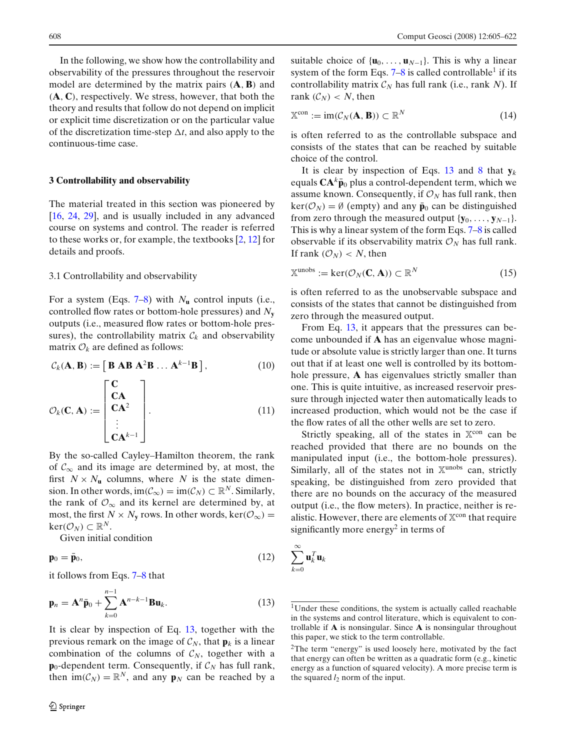In the following, we show how the controllability and observability of the pressures throughout the reservoir model are determined by the matrix pairs $(\mathbf{A}, \mathbf{B})$ and $(\mathbf{A}, \mathbf{C})$, respectively. We stress, however, that both the theory and results that follow do not depend on implicit or explicit time discretization or on the particular value of the discretization time-step $\Delta t$, and also apply to the continuous-time case.

## 3 Controllability and observability

The material treated in this section was pioneered by [16, 24, 29], and is usually included in any advanced course on systems and control. The reader is referred to these works or, for example, the textbooks [2, 12] for details and proofs.

### 3.1 Controllability and observability

For a system (Eqs. 7–8) with $N_{\mathbf{u}}$ control inputs (i.e., controlled flow rates or bottom-hole pressures) and $N_{\mathbf{y}}$ outputs (i.e., measured flow rates or bottom-hole pressures), the controllability matrix $\mathcal{C}_k$ and observability matrix $\mathcal{O}_k$ are defined as follows:

$$\mathcal{C}_k(\mathbf{A}, \mathbf{B}) := \left[\, \mathbf{B}\ \mathbf{AB}\ \mathbf{A}^2\mathbf{B} \ldots \mathbf{A}^{k-1}\mathbf{B} \,\right], \tag{10}$$

$$\mathcal{O}_k(\mathbf{C}, \mathbf{A}) := \begin{bmatrix} \mathbf{C} \\ \mathbf{CA} \\ \mathbf{CA}^2 \\ \vdots \\ \mathbf{CA}^{k-1} \end{bmatrix}. \tag{11}$$

By the so-called Cayley–Hamilton theorem, the rank of $\mathcal{C}_\infty$ and its image are determined by, at most, the first $N \times N_{\mathbf{u}}$ columns, where $N$ is the state dimension. In other words, $\mathrm{im}(\mathcal{C}_\infty) = \mathrm{im}(\mathcal{C}_N) \subset \mathbb{R}^N$. Similarly, the rank of $\mathcal{O}_\infty$ and its kernel are determined by, at most, the first $N \times N_{\mathbf{y}}$ rows. In other words, $\ker(\mathcal{O}_\infty) = \ker(\mathcal{O}_N) \subset \mathbb{R}^N$.

Given initial condition

$$\mathbf{p}_0 = \bar{\mathbf{p}}_0, \tag{12}$$

it follows from Eqs. 7–8 that

$$\mathbf{p}_n = \mathbf{A}^n\bar{\mathbf{p}}_0 + \sum_{k=0}^{n-1} \mathbf{A}^{n-k-1}\mathbf{B}\mathbf{u}_k. \tag{13}$$

It is clear by inspection of Eq. 13, together with the previous remark on the image of $\mathcal{C}_N$, that $\mathbf{p}_k$ is a linear combination of the columns of $\mathcal{C}_N$, together with a $\mathbf{p}_0$-dependent term. Consequently, if $\mathcal{C}_N$ has full rank, then $\mathrm{im}(\mathcal{C}_N) = \mathbb{R}^N$, and any $\mathbf{p}_N$ can be reached by a suitable choice of $\{\mathbf{u}_0, \ldots, \mathbf{u}_{N-1}\}$. This is why a linear system of the form Eqs. 7–8 is called controllable[1] if its controllability matrix $\mathcal{C}_N$ has full rank (i.e., rank $N$). If rank $(\mathcal{C}_N) < N$, then

$$\mathbb{X}^{\mathrm{con}} := \mathrm{im}(\mathcal{C}_N(\mathbf{A}, \mathbf{B})) \subset \mathbb{R}^N \tag{14}$$

is often referred to as the controllable subspace and consists of the states that can be reached by suitable choice of the control.

It is clear by inspection of Eqs. 13 and 8 that $\mathbf{y}_k$ equals $\mathbf{CA}^k\bar{\mathbf{p}}_0$ plus a control-dependent term, which we assume known. Consequently, if $\mathcal{O}_N$ has full rank, then $\ker(\mathcal{O}_N) = \emptyset$ (empty) and any $\bar{\mathbf{p}}_0$ can be distinguished from zero through the measured output $\{\mathbf{y}_0, \ldots, \mathbf{y}_{N-1}\}$. This is why a linear system of the form Eqs. 7–8 is called observable if its observability matrix $\mathcal{O}_N$ has full rank. If rank $(\mathcal{O}_N) < N$, then

$$\mathbb{X}^{\mathrm{unobs}} := \ker(\mathcal{O}_N(\mathbf{C}, \mathbf{A})) \subset \mathbb{R}^N \tag{15}$$

is often referred to as the unobservable subspace and consists of the states that cannot be distinguished from zero through the measured output.

From Eq. 13, it appears that the pressures can become unbounded if $\mathbf{A}$ has an eigenvalue whose magnitude or absolute value is strictly larger than one. It turns out that if at least one well is controlled by its bottom-hole pressure, $\mathbf{A}$ has eigenvalues strictly smaller than one. This is quite intuitive, as increased reservoir pressure through injected water then automatically leads to increased production, which would not be the case if the flow rates of all the other wells are set to zero.

Strictly speaking, all of the states in $\mathbb{X}^{\mathrm{con}}$ can be reached provided that there are no bounds on the manipulated input (i.e., the bottom-hole pressures). Similarly, all of the states not in $\mathbb{X}^{\mathrm{unobs}}$ can, strictly speaking, be distinguished from zero provided that there are no bounds on the accuracy of the measured output (i.e., the flow meters). In practice, neither is realistic. However, there are elements of $\mathbb{X}^{\mathrm{con}}$ that require significantly more energy[2] in terms of

$$\sum_{k=0}^{\infty} \mathbf{u}_k^T\mathbf{u}_k$$

---

[1] Under these conditions, the system is actually called reachable in the systems and control literature, which is equivalent to controllable if $\mathbf{A}$ is nonsingular. Since $\mathbf{A}$ is nonsingular throughout this paper, we stick to the term controllable.

[2] The term "energy" is used loosely here, motivated by the fact that energy can often be written as a quadratic form (e.g., kinetic energy as a function of squared velocity). A more precise term is the squared $l_2$ norm of the input.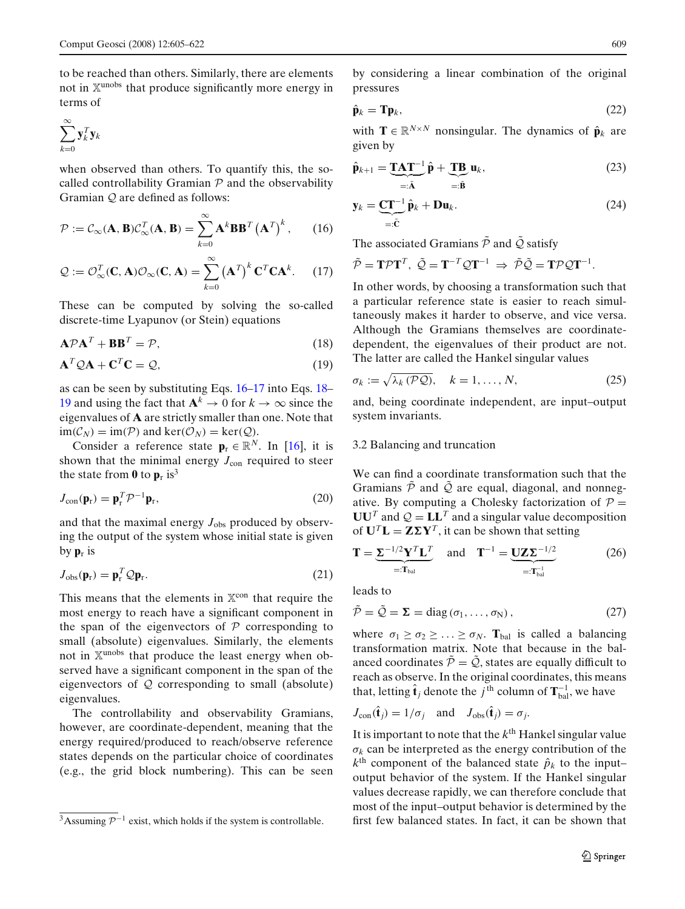to be reached than others. Similarly, there are elements not in $\mathbb{X}^{\text{unobs}}$ that produce significantly more energy in terms of

$$\sum_{k=0}^{\infty} \mathbf{y}_k^T \mathbf{y}_k$$

when observed than others. To quantify this, the so-called controllability Gramian $\mathcal{P}$ and the observability Gramian $\mathcal{Q}$ are defined as follows:

$$\mathcal{P} := \mathcal{C}_\infty(\mathbf{A}, \mathbf{B}) \mathcal{C}_\infty^T(\mathbf{A}, \mathbf{B}) = \sum_{k=0}^{\infty} \mathbf{A}^k \mathbf{B} \mathbf{B}^T \left(\mathbf{A}^T\right)^k, \tag{16}$$

$$\mathcal{Q} := \mathcal{O}_\infty^T(\mathbf{C}, \mathbf{A}) \mathcal{O}_\infty(\mathbf{C}, \mathbf{A}) = \sum_{k=0}^{\infty} \left(\mathbf{A}^T\right)^k \mathbf{C}^T \mathbf{C} \mathbf{A}^k. \tag{17}$$

These can be computed by solving the so-called discrete-time Lyapunov (or Stein) equations

$$\mathbf{A} \mathcal{P} \mathbf{A}^T + \mathbf{B} \mathbf{B}^T = \mathcal{P}, \tag{18}$$

$$\mathbf{A}^T \mathcal{Q} \mathbf{A} + \mathbf{C}^T \mathbf{C} = \mathcal{Q}, \tag{19}$$

as can be seen by substituting Eqs. 16–17 into Eqs. 18–19 and using the fact that $\mathbf{A}^k \to 0$ for $k \to \infty$ since the eigenvalues of $\mathbf{A}$ are strictly smaller than one. Note that $\text{im}(\mathcal{C}_N) = \text{im}(\mathcal{P})$ and $\ker(\mathcal{O}_N) = \ker(\mathcal{Q})$.

Consider a reference state $\mathbf{p}_\text{r} \in \mathbb{R}^N$. In [16], it is shown that the minimal energy $J_\text{con}$ required to steer the state from $\mathbf{0}$ to $\mathbf{p}_\text{r}$ is[3]

$$J_\text{con}(\mathbf{p}_\text{r}) = \mathbf{p}_\text{r}^T \mathcal{P}^{-1} \mathbf{p}_\text{r}, \tag{20}$$

and that the maximal energy $J_\text{obs}$ produced by observing the output of the system whose initial state is given by $\mathbf{p}_\text{r}$ is

$$J_\text{obs}(\mathbf{p}_\text{r}) = \mathbf{p}_\text{r}^T \mathcal{Q} \mathbf{p}_\text{r}. \tag{21}$$

This means that the elements in $\mathbb{X}^{\text{con}}$ that require the most energy to reach have a significant component in the span of the eigenvectors of $\mathcal{P}$ corresponding to small (absolute) eigenvalues. Similarly, the elements not in $\mathbb{X}^{\text{unobs}}$ that produce the least energy when observed have a significant component in the span of the eigenvectors of $\mathcal{Q}$ corresponding to small (absolute) eigenvalues.

The controllability and observability Gramians, however, are coordinate-dependent, meaning that the energy required/produced to reach/observe reference states depends on the particular choice of coordinates (e.g., the grid block numbering). This can be seen by considering a linear combination of the original pressures

$$\hat{\mathbf{p}}_k = \mathbf{T} \mathbf{p}_k, \tag{22}$$

with $\mathbf{T} \in \mathbb{R}^{N \times N}$ nonsingular. The dynamics of $\hat{\mathbf{p}}_k$ are given by

$$\hat{\mathbf{p}}_{k+1} = \underbrace{\mathbf{T} \mathbf{A} \mathbf{T}^{-1}}_{=:\tilde{\mathbf{A}}} \hat{\mathbf{p}} + \underbrace{\mathbf{T} \mathbf{B}}_{=:\tilde{\mathbf{B}}} \mathbf{u}_k, \tag{23}$$

$$\mathbf{y}_k = \underbrace{\mathbf{C} \mathbf{T}^{-1}}_{=:\tilde{\mathbf{C}}} \hat{\mathbf{p}}_k + \mathbf{D} \mathbf{u}_k. \tag{24}$$

The associated Gramians $\tilde{\mathcal{P}}$ and $\tilde{\mathcal{Q}}$ satisfy

$$\tilde{\mathcal{P}} = \mathbf{T} \mathcal{P} \mathbf{T}^T, \; \tilde{\mathcal{Q}} = \mathbf{T}^{-T} \mathcal{Q} \mathbf{T}^{-1} \; \Rightarrow \; \tilde{\mathcal{P}} \tilde{\mathcal{Q}} = \mathbf{T} \mathcal{P} \mathcal{Q} \mathbf{T}^{-1}.$$

In other words, by choosing a transformation such that a particular reference state is easier to reach simultaneously makes it harder to observe, and vice versa. Although the Gramians themselves are coordinate-dependent, the eigenvalues of their product are not. The latter are called the Hankel singular values

$$\sigma_k := \sqrt{\lambda_k(\mathcal{P} \mathcal{Q})}, \quad k = 1, \ldots, N, \tag{25}$$

and, being coordinate independent, are input–output system invariants.

### 3.2 Balancing and truncation

We can find a coordinate transformation such that the Gramians $\tilde{\mathcal{P}}$ and $\tilde{\mathcal{Q}}$ are equal, diagonal, and nonnegative. By computing a Cholesky factorization of $\mathcal{P} = \mathbf{U}\mathbf{U}^T$ and $\mathcal{Q} = \mathbf{L}\mathbf{L}^T$ and a singular value decomposition of $\mathbf{U}^T \mathbf{L} = \mathbf{Z} \boldsymbol{\Sigma} \mathbf{Y}^T$, it can be shown that setting

$$\mathbf{T} = \underbrace{\boldsymbol{\Sigma}^{-1/2} \mathbf{Y}^T \mathbf{L}^T}_{=:\mathbf{T}_\text{bal}} \quad \text{and} \quad \mathbf{T}^{-1} = \underbrace{\mathbf{U} \mathbf{Z} \boldsymbol{\Sigma}^{-1/2}}_{=:\mathbf{T}_\text{bal}^{-1}} \tag{26}$$

leads to

$$\tilde{\mathcal{P}} = \tilde{\mathcal{Q}} = \boldsymbol{\Sigma} = \text{diag}\left(\sigma_1, \ldots, \sigma_\text{N}\right), \tag{27}$$

where $\sigma_1 \geq \sigma_2 \geq \ldots \geq \sigma_N$. $\mathbf{T}_\text{bal}$ is called a balancing transformation matrix. Note that because in the balanced coordinates $\tilde{\mathcal{P}} = \tilde{\mathcal{Q}}$, states are equally difficult to reach as observe. In the original coordinates, this means that, letting $\hat{\mathbf{t}}_j$ denote the $j^\text{th}$ column of $\mathbf{T}_\text{bal}^{-1}$, we have

$$J_\text{con}(\hat{\mathbf{t}}_j) = 1/\sigma_j \quad \text{and} \quad J_\text{obs}(\hat{\mathbf{t}}_j) = \sigma_j.$$

It is important to note that the $k^\text{th}$ Hankel singular value $\sigma_k$ can be interpreted as the energy contribution of the $k^\text{th}$ component of the balanced state $\hat{p}_k$ to the input–output behavior of the system. If the Hankel singular values decrease rapidly, we can therefore conclude that most of the input–output behavior is determined by the first few balanced states. In fact, it can be shown that

---

[3] Assuming $\mathcal{P}^{-1}$ exist, which holds if the system is controllable.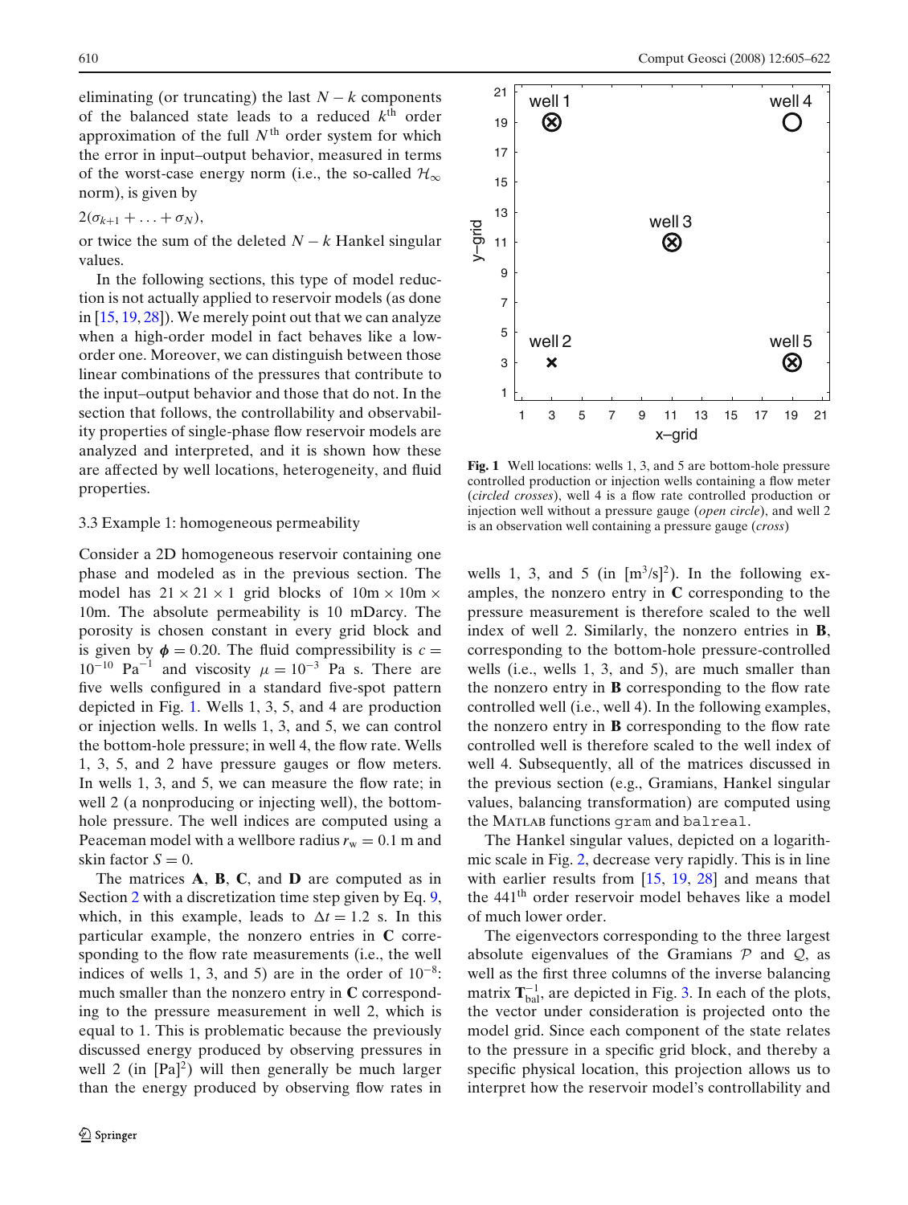eliminating (or truncating) the last $N - k$ components of the balanced state leads to a reduced $k^{\text{th}}$ order approximation of the full $N^{\text{th}}$ order system for which the error in input–output behavior, measured in terms of the worst-case energy norm (i.e., the so-called $\mathcal{H}_\infty$ norm), is given by

$$2(\sigma_{k+1} + \ldots + \sigma_N),$$

or twice the sum of the deleted $N - k$ Hankel singular values.

In the following sections, this type of model reduction is not actually applied to reservoir models (as done in [15, 19, 28]). We merely point out that we can analyze when a high-order model in fact behaves like a low-order one. Moreover, we can distinguish between those linear combinations of the pressures that contribute to the input–output behavior and those that do not. In the section that follows, the controllability and observability properties of single-phase flow reservoir models are analyzed and interpreted, and it is shown how these are affected by well locations, heterogeneity, and fluid properties.

### 3.3 Example 1: homogeneous permeability

Consider a 2D homogeneous reservoir containing one phase and modeled as in the previous section. The model has $21 \times 21 \times 1$ grid blocks of $10\text{m} \times 10\text{m} \times 10\text{m}$. The absolute permeability is 10 mDarcy. The porosity is chosen constant in every grid block and is given by $\boldsymbol{\phi} = 0.20$. The fluid compressibility is $c = 10^{-10}$ $\text{Pa}^{-1}$ and viscosity $\mu = 10^{-3}$ Pa s. There are five wells configured in a standard five-spot pattern depicted in Fig. 1. Wells 1, 3, 5, and 4 are production or injection wells. In wells 1, 3, and 5, we can control the bottom-hole pressure; in well 4, the flow rate. Wells 1, 3, 5, and 2 have pressure gauges or flow meters. In wells 1, 3, and 5, we can measure the flow rate; in well 2 (a nonproducing or injecting well), the bottom-hole pressure. The well indices are computed using a Peaceman model with a wellbore radius $r_w = 0.1$ m and skin factor $S = 0$.

The matrices $\mathbf{A}$, $\mathbf{B}$, $\mathbf{C}$, and $\mathbf{D}$ are computed as in Section 2 with a discretization time step given by Eq. 9, which, in this example, leads to $\Delta t = 1.2$ s. In this particular example, the nonzero entries in $\mathbf{C}$ corresponding to the flow rate measurements (i.e., the well indices of wells 1, 3, and 5) are in the order of $10^{-8}$: much smaller than the nonzero entry in $\mathbf{C}$ corresponding to the pressure measurement in well 2, which is equal to 1. This is problematic because the previously discussed energy produced by observing pressures in well 2 (in $[\text{Pa}]^2$) will then generally be much larger than the energy produced by observing flow rates in

21
19
17
15
13
11
9
7
5
3
1
y–grid
1 3 5 7 9 11 13 15 17 19 21
x–grid
well 1
well 4
well 3
well 2
well 5

**Fig. 1** Well locations: wells 1, 3, and 5 are bottom-hole pressure controlled production or injection wells containing a flow meter (*circled crosses*), well 4 is a flow rate controlled production or injection well without a pressure gauge (*open circle*), and well 2 is an observation well containing a pressure gauge (*cross*)

wells 1, 3, and 5 (in $[\text{m}^3/\text{s}]^2$). In the following examples, the nonzero entry in $\mathbf{C}$ corresponding to the pressure measurement is therefore scaled to the well index of well 2. Similarly, the nonzero entries in $\mathbf{B}$, corresponding to the bottom-hole pressure-controlled wells (i.e., wells 1, 3, and 5), are much smaller than the nonzero entry in $\mathbf{B}$ corresponding to the flow rate controlled well (i.e., well 4). In the following examples, the nonzero entry in $\mathbf{B}$ corresponding to the flow rate controlled well is therefore scaled to the well index of well 4. Subsequently, all of the matrices discussed in the previous section (e.g., Gramians, Hankel singular values, balancing transformation) are computed using the MATLAB functions `gram` and `balreal`.

The Hankel singular values, depicted on a logarithmic scale in Fig. 2, decrease very rapidly. This is in line with earlier results from [15, 19, 28] and means that the $441^{\text{th}}$ order reservoir model behaves like a model of much lower order.

The eigenvectors corresponding to the three largest absolute eigenvalues of the Gramians $\mathcal{P}$ and $\mathcal{Q}$, as well as the first three columns of the inverse balancing matrix $\mathbf{T}_{\text{bal}}^{-1}$, are depicted in Fig. 3. In each of the plots, the vector under consideration is projected onto the model grid. Since each component of the state relates to the pressure in a specific grid block, and thereby a specific physical location, this projection allows us to interpret how the reservoir model's controllability and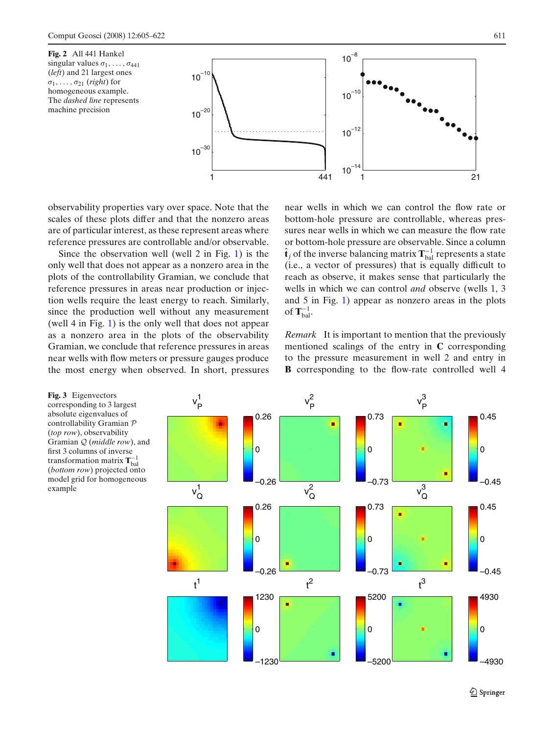**Fig. 2** All 441 Hankel singular values $\sigma_1, \ldots, \sigma_{441}$ (*left*) and 21 largest ones $\sigma_1, \ldots, \sigma_{21}$ (*right*) for homogeneous example. The *dashed line* represents machine precision

10^−10
10^−20
10^−30
1
441

10^−8
10^−10
10^−12
10^−14
1
21

observability properties vary over space. Note that the scales of these plots differ and that the nonzero areas are of particular interest, as these represent areas where reference pressures are controllable and/or observable.

Since the observation well (well 2 in Fig. 1) is the only well that does not appear as a nonzero area in the plots of the controllability Gramian, we conclude that reference pressures in areas near production or injection wells require the least energy to reach. Similarly, since the production well without any measurement (well 4 in Fig. 1) is the only well that does not appear as a nonzero area in the plots of the observability Gramian, we conclude that reference pressures in areas near wells with flow meters or pressure gauges produce the most energy when observed. In short, pressures near wells in which we can control the flow rate or bottom-hole pressure are controllable, whereas pressures near wells in which we can measure the flow rate or bottom-hole pressure are observable. Since a column $\hat{\mathbf{t}}_j$ of the inverse balancing matrix $\mathbf{T}_{\text{bal}}^{-1}$ represents a state (i.e., a vector of pressures) that is equally difficult to reach as observe, it makes sense that particularly the wells in which we can control *and* observe (wells 1, 3 and 5 in Fig. 1) appear as nonzero areas in the plots of $\mathbf{T}_{\text{bal}}^{-1}$.

*Remark* It is important to mention that the previously mentioned scalings of the entry in $\mathbf{C}$ corresponding to the pressure measurement in well 2 and entry in $\mathbf{B}$ corresponding to the flow-rate controlled well 4

**Fig. 3** Eigenvectors corresponding to 3 largest absolute eigenvalues of controllability Gramian $\mathcal{P}$ (*top row*), observability Gramian $\mathcal{Q}$ (*middle row*), and first 3 columns of inverse transformation matrix $\mathbf{T}_{\text{bal}}^{-1}$ (*bottom row*) projected onto model grid for homogeneous example

$v_P^1$ 0.26 0 −0.26
$v_P^2$ 0.73 0 −0.73
$v_P^3$ 0.45 0 −0.45
$v_Q^1$ 0.26 0 −0.26
$v_Q^2$ 0.73 0 −0.73
$v_Q^3$ 0.45 0 −0.45
$t^1$ 1230 0 −1230
$t^2$ 5200 0 −5200
$t^3$ 4930 0 −4930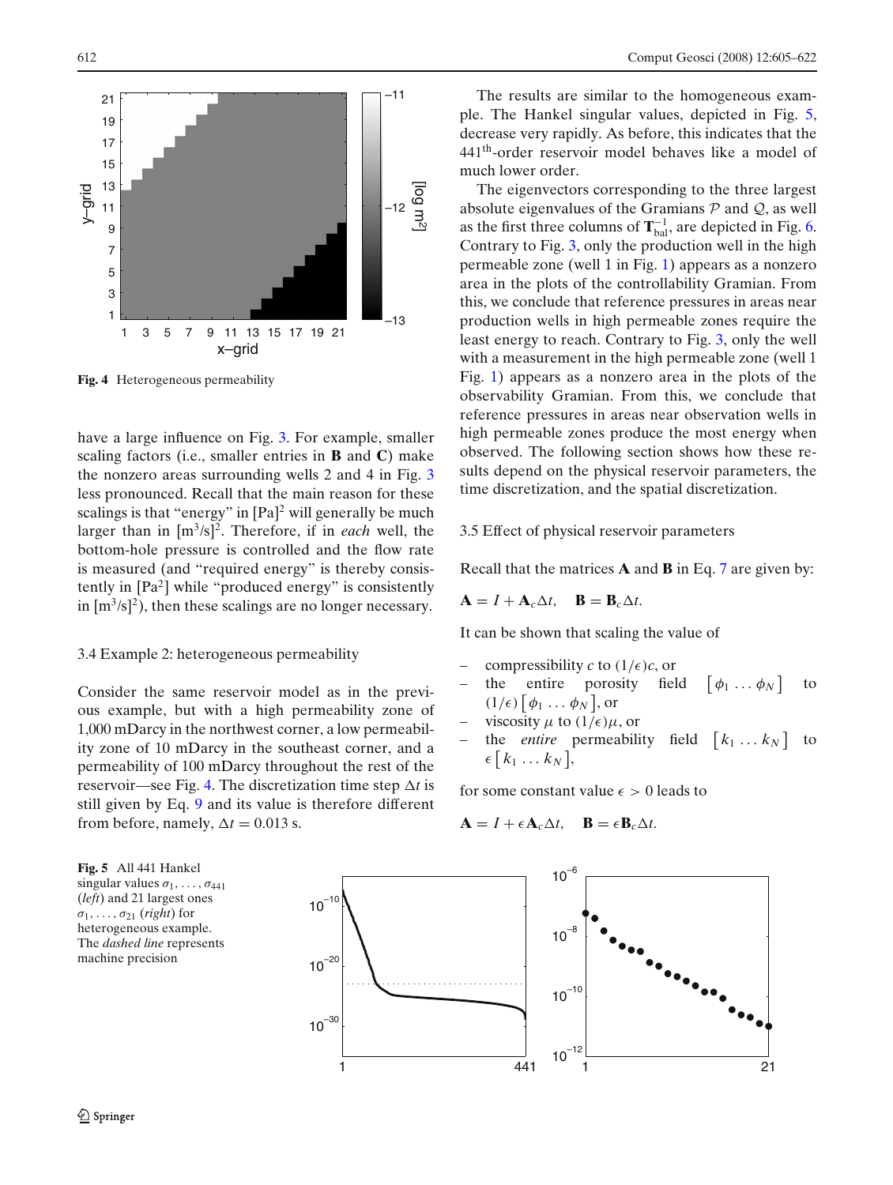21
19
17
15
13
11
9
7
5
3
1

y–grid

1 3 5 7 9 11 13 15 17 19 21

x–grid

−11
−12
−13

[log m²]

**Fig. 4** Heterogeneous permeability

have a large influence on Fig. 3. For example, smaller scaling factors (i.e., smaller entries in **B** and **C**) make the nonzero areas surrounding wells 2 and 4 in Fig. 3 less pronounced. Recall that the main reason for these scalings is that "energy" in $[\text{Pa}]^2$ will generally be much larger than in $[\text{m}^3/\text{s}]^2$. Therefore, if in *each* well, the bottom-hole pressure is controlled and the flow rate is measured (and "required energy" is thereby consistently in $[\text{Pa}^2]$ while "produced energy" is consistently in $[\text{m}^3/\text{s}]^2$), then these scalings are no longer necessary.

### 3.4 Example 2: heterogeneous permeability

Consider the same reservoir model as in the previous example, but with a high permeability zone of 1,000 mDarcy in the northwest corner, a low permeability zone of 10 mDarcy in the southeast corner, and a permeability of 100 mDarcy throughout the rest of the reservoir—see Fig. 4. The discretization time step $\Delta t$ is still given by Eq. 9 and its value is therefore different from before, namely, $\Delta t = 0.013$ s.

The results are similar to the homogeneous example. The Hankel singular values, depicted in Fig. 5, decrease very rapidly. As before, this indicates that the 441[th]-order reservoir model behaves like a model of much lower order.

The eigenvectors corresponding to the three largest absolute eigenvalues of the Gramians $\mathcal{P}$ and $\mathcal{Q}$, as well as the first three columns of $\mathbf{T}_{\text{bal}}^{-1}$, are depicted in Fig. 6. Contrary to Fig. 3, only the production well in the high permeable zone (well 1 in Fig. 1) appears as a nonzero area in the plots of the controllability Gramian. From this, we conclude that reference pressures in areas near production wells in high permeable zones require the least energy to reach. Contrary to Fig. 3, only the well with a measurement in the high permeable zone (well 1 Fig. 1) appears as a nonzero area in the plots of the observability Gramian. From this, we conclude that reference pressures in areas near observation wells in high permeable zones produce the most energy when observed. The following section shows how these results depend on the physical reservoir parameters, the time discretization, and the spatial discretization.

### 3.5 Effect of physical reservoir parameters

Recall that the matrices **A** and **B** in Eq. 7 are given by:

$$\mathbf{A} = I + \mathbf{A}_c \Delta t, \quad \mathbf{B} = \mathbf{B}_c \Delta t.$$

It can be shown that scaling the value of

- compressibility $c$ to $(1/\epsilon)c$, or
- the entire porosity field $\left[\phi_1 \ldots \phi_N\right]$ to $(1/\epsilon)\left[\phi_1 \ldots \phi_N\right]$, or
- viscosity $\mu$ to $(1/\epsilon)\mu$, or
- the *entire* permeability field $\left[k_1 \ldots k_N\right]$ to $\epsilon\left[k_1 \ldots k_N\right]$,

for some constant value $\epsilon > 0$ leads to

$$\mathbf{A} = I + \epsilon \mathbf{A}_c \Delta t, \quad \mathbf{B} = \epsilon \mathbf{B}_c \Delta t.$$

$10^{-10}$
$10^{-20}$
$10^{-30}$
1
441

$10^{-6}$
$10^{-8}$
$10^{-10}$
$10^{-12}$
1
21

**Fig. 5** All 441 Hankel singular values $\sigma_1, \ldots, \sigma_{441}$ (*left*) and 21 largest ones $\sigma_1, \ldots, \sigma_{21}$ (*right*) for heterogeneous example. The *dashed line* represents machine precision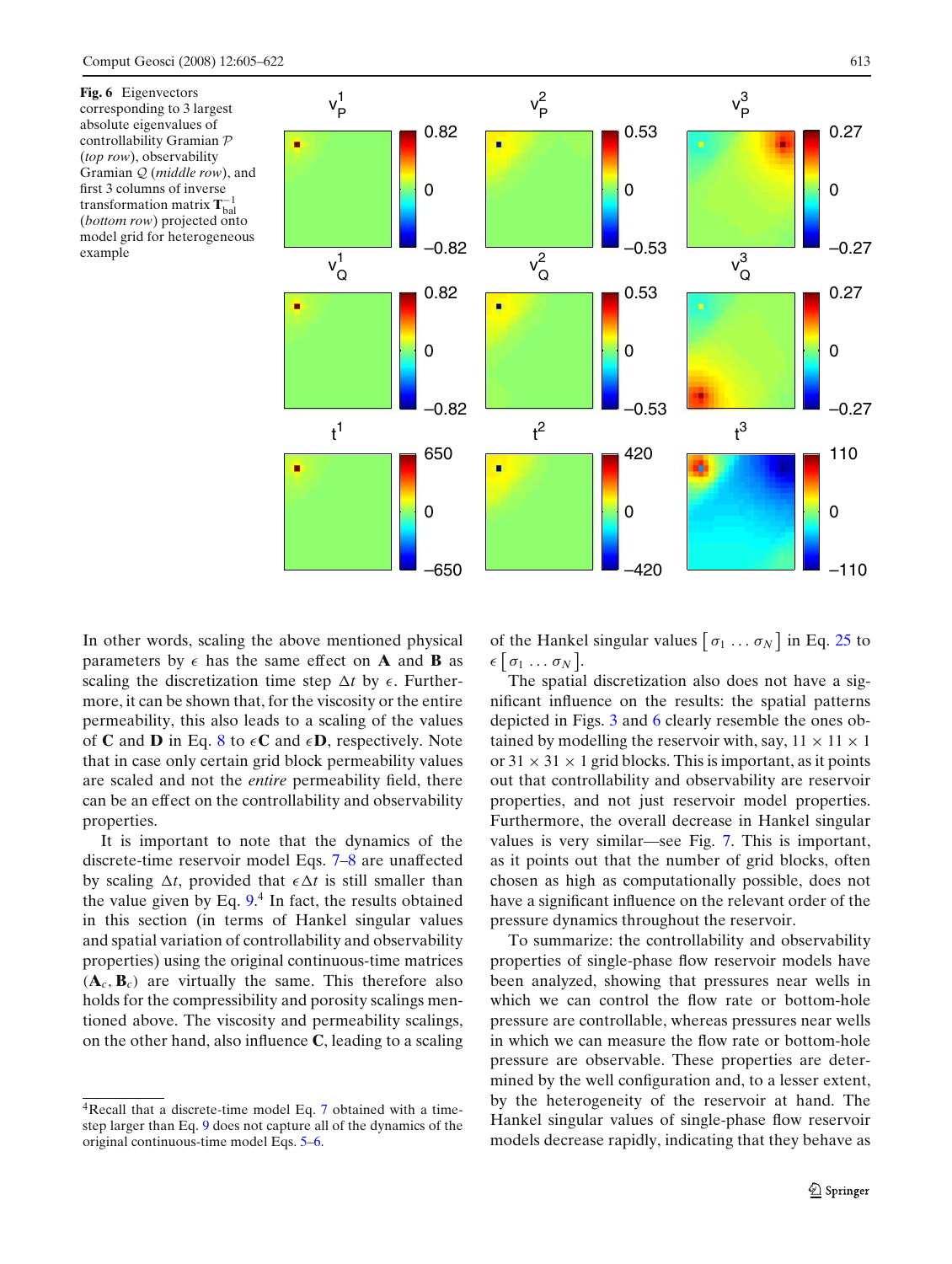**Fig. 6** Eigenvectors corresponding to 3 largest absolute eigenvalues of controllability Gramian $\mathcal{P}$ (*top row*), observability Gramian $\mathcal{Q}$ (*middle row*), and first 3 columns of inverse transformation matrix $\mathbf{T}_{bal}^{-1}$ (*bottom row*) projected onto model grid for heterogeneous example

In other words, scaling the above mentioned physical parameters by $\epsilon$ has the same effect on $\mathbf{A}$ and $\mathbf{B}$ as scaling the discretization time step $\Delta t$ by $\epsilon$. Furthermore, it can be shown that, for the viscosity or the entire permeability, this also leads to a scaling of the values of $\mathbf{C}$ and $\mathbf{D}$ in Eq. 8 to $\epsilon\mathbf{C}$ and $\epsilon\mathbf{D}$, respectively. Note that in case only certain grid block permeability values are scaled and not the *entire* permeability field, there can be an effect on the controllability and observability properties.

It is important to note that the dynamics of the discrete-time reservoir model Eqs. 7–8 are unaffected by scaling $\Delta t$, provided that $\epsilon\Delta t$ is still smaller than the value given by Eq. 9.[4] In fact, the results obtained in this section (in terms of Hankel singular values and spatial variation of controllability and observability properties) using the original continuous-time matrices $(\mathbf{A}_c, \mathbf{B}_c)$ are virtually the same. This therefore also holds for the compressibility and porosity scalings mentioned above. The viscosity and permeability scalings, on the other hand, also influence $\mathbf{C}$, leading to a scaling of the Hankel singular values $\left[\sigma_1 \ldots \sigma_N\right]$ in Eq. 25 to $\epsilon\left[\sigma_1 \ldots \sigma_N\right]$.

The spatial discretization also does not have a significant influence on the results: the spatial patterns depicted in Figs. 3 and 6 clearly resemble the ones obtained by modelling the reservoir with, say, $11 \times 11 \times 1$ or $31 \times 31 \times 1$ grid blocks. This is important, as it points out that controllability and observability are reservoir properties, and not just reservoir model properties. Furthermore, the overall decrease in Hankel singular values is very similar—see Fig. 7. This is important, as it points out that the number of grid blocks, often chosen as high as computationally possible, does not have a significant influence on the relevant order of the pressure dynamics throughout the reservoir.

To summarize: the controllability and observability properties of single-phase flow reservoir models have been analyzed, showing that pressures near wells in which we can control the flow rate or bottom-hole pressure are controllable, whereas pressures near wells in which we can measure the flow rate or bottom-hole pressure are observable. These properties are determined by the well configuration and, to a lesser extent, by the heterogeneity of the reservoir at hand. The Hankel singular values of single-phase flow reservoir models decrease rapidly, indicating that they behave as

[4] Recall that a discrete-time model Eq. 7 obtained with a time-step larger than Eq. 9 does not capture all of the dynamics of the original continuous-time model Eqs. 5–6.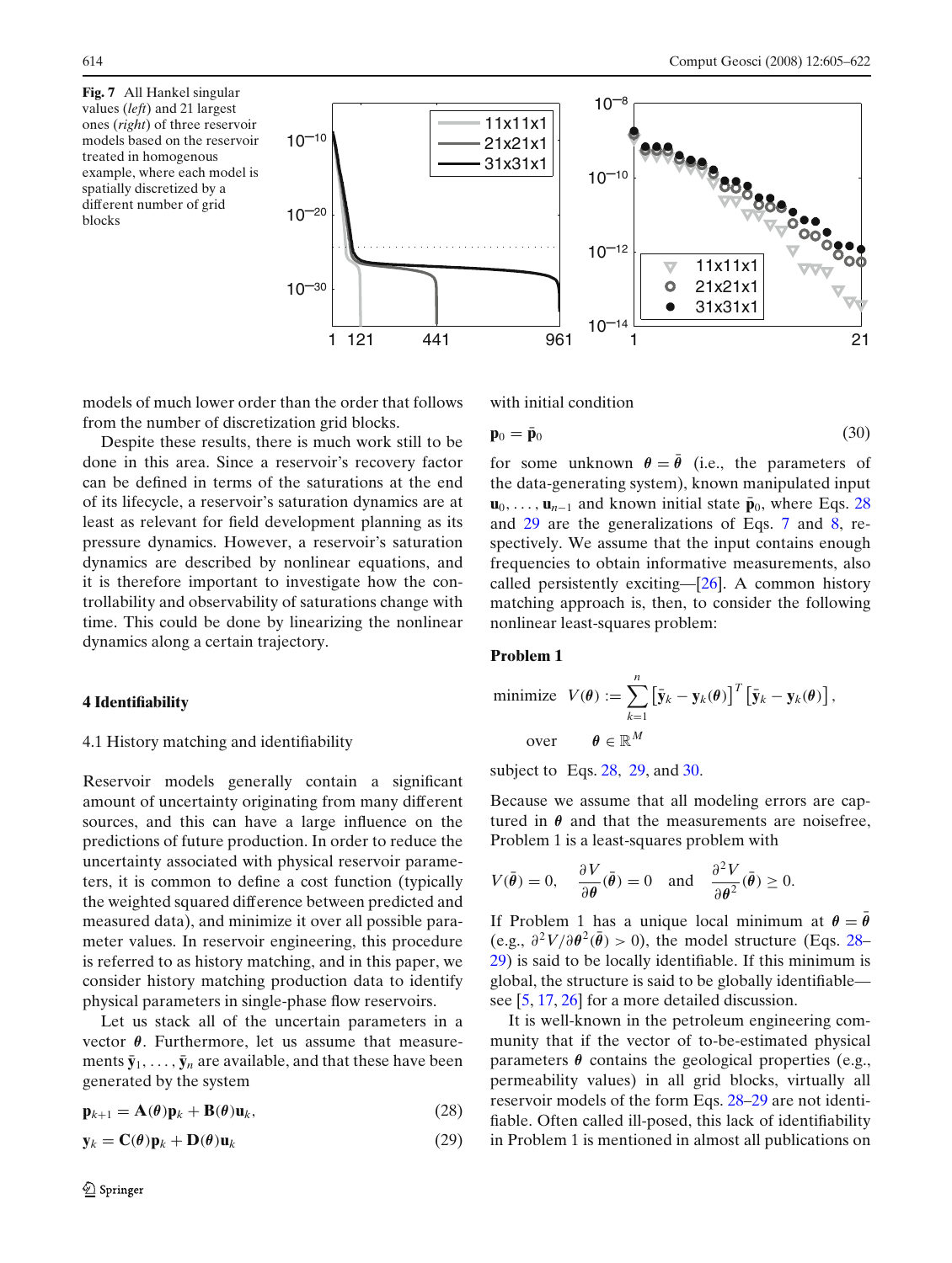**Fig. 7** All Hankel singular values (*left*) and 21 largest ones (*right*) of three reservoir models based on the reservoir treated in homogenous example, where each model is spatially discretized by a different number of grid blocks

11x11x1
21x21x1
31x31x1

$10^{-10}$
$10^{-20}$
$10^{-30}$
1 121 441 961

$10^{-8}$
$10^{-10}$
$10^{-12}$
$10^{-14}$
1 21

models of much lower order than the order that follows from the number of discretization grid blocks.

Despite these results, there is much work still to be done in this area. Since a reservoir's recovery factor can be defined in terms of the saturations at the end of its lifecycle, a reservoir's saturation dynamics are at least as relevant for field development planning as its pressure dynamics. However, a reservoir's saturation dynamics are described by nonlinear equations, and it is therefore important to investigate how the controllability and observability of saturations change with time. This could be done by linearizing the nonlinear dynamics along a certain trajectory.

## 4 Identifiability

### 4.1 History matching and identifiability

Reservoir models generally contain a significant amount of uncertainty originating from many different sources, and this can have a large influence on the predictions of future production. In order to reduce the uncertainty associated with physical reservoir parameters, it is common to define a cost function (typically the weighted squared difference between predicted and measured data), and minimize it over all possible parameter values. In reservoir engineering, this procedure is referred to as history matching, and in this paper, we consider history matching production data to identify physical parameters in single-phase flow reservoirs.

Let us stack all of the uncertain parameters in a vector $\boldsymbol{\theta}$. Furthermore, let us assume that measurements $\bar{\mathbf{y}}_1, \ldots, \bar{\mathbf{y}}_n$ are available, and that these have been generated by the system

$$\mathbf{p}_{k+1} = \mathbf{A}(\boldsymbol{\theta})\mathbf{p}_k + \mathbf{B}(\boldsymbol{\theta})\mathbf{u}_k, \tag{28}$$

$$\mathbf{y}_k = \mathbf{C}(\boldsymbol{\theta})\mathbf{p}_k + \mathbf{D}(\boldsymbol{\theta})\mathbf{u}_k \tag{29}$$

with initial condition

$$\mathbf{p}_0 = \bar{\mathbf{p}}_0 \tag{30}$$

for some unknown $\boldsymbol{\theta} = \bar{\boldsymbol{\theta}}$ (i.e., the parameters of the data-generating system), known manipulated input $\mathbf{u}_0, \ldots, \mathbf{u}_{n-1}$ and known initial state $\bar{\mathbf{p}}_0$, where Eqs. 28 and 29 are the generalizations of Eqs. 7 and 8, respectively. We assume that the input contains enough frequencies to obtain informative measurements, also called persistently exciting—[26]. A common history matching approach is, then, to consider the following nonlinear least-squares problem:

**Problem 1**

$$\text{minimize} \quad V(\boldsymbol{\theta}) := \sum_{k=1}^{n} \left[\bar{\mathbf{y}}_k - \mathbf{y}_k(\boldsymbol{\theta})\right]^T \left[\bar{\mathbf{y}}_k - \mathbf{y}_k(\boldsymbol{\theta})\right],$$

$$\text{over} \quad \boldsymbol{\theta} \in \mathbb{R}^M$$

subject to Eqs. 28, 29, and 30.

Because we assume that all modeling errors are captured in $\boldsymbol{\theta}$ and that the measurements are noisefree, Problem 1 is a least-squares problem with

$$V(\bar{\boldsymbol{\theta}}) = 0, \quad \frac{\partial V}{\partial \boldsymbol{\theta}}(\bar{\boldsymbol{\theta}}) = 0 \quad \text{and} \quad \frac{\partial^2 V}{\partial \boldsymbol{\theta}^2}(\bar{\boldsymbol{\theta}}) \geq 0.$$

If Problem 1 has a unique local minimum at $\boldsymbol{\theta} = \bar{\boldsymbol{\theta}}$ (e.g., $\partial^2 V / \partial \boldsymbol{\theta}^2(\bar{\boldsymbol{\theta}}) > 0$), the model structure (Eqs. 28–29) is said to be locally identifiable. If this minimum is global, the structure is said to be globally identifiable—see [5, 17, 26] for a more detailed discussion.

It is well-known in the petroleum engineering community that if the vector of to-be-estimated physical parameters $\boldsymbol{\theta}$ contains the geological properties (e.g., permeability values) in all grid blocks, virtually all reservoir models of the form Eqs. 28–29 are not identifiable. Often called ill-posed, this lack of identifiability in Problem 1 is mentioned in almost all publications on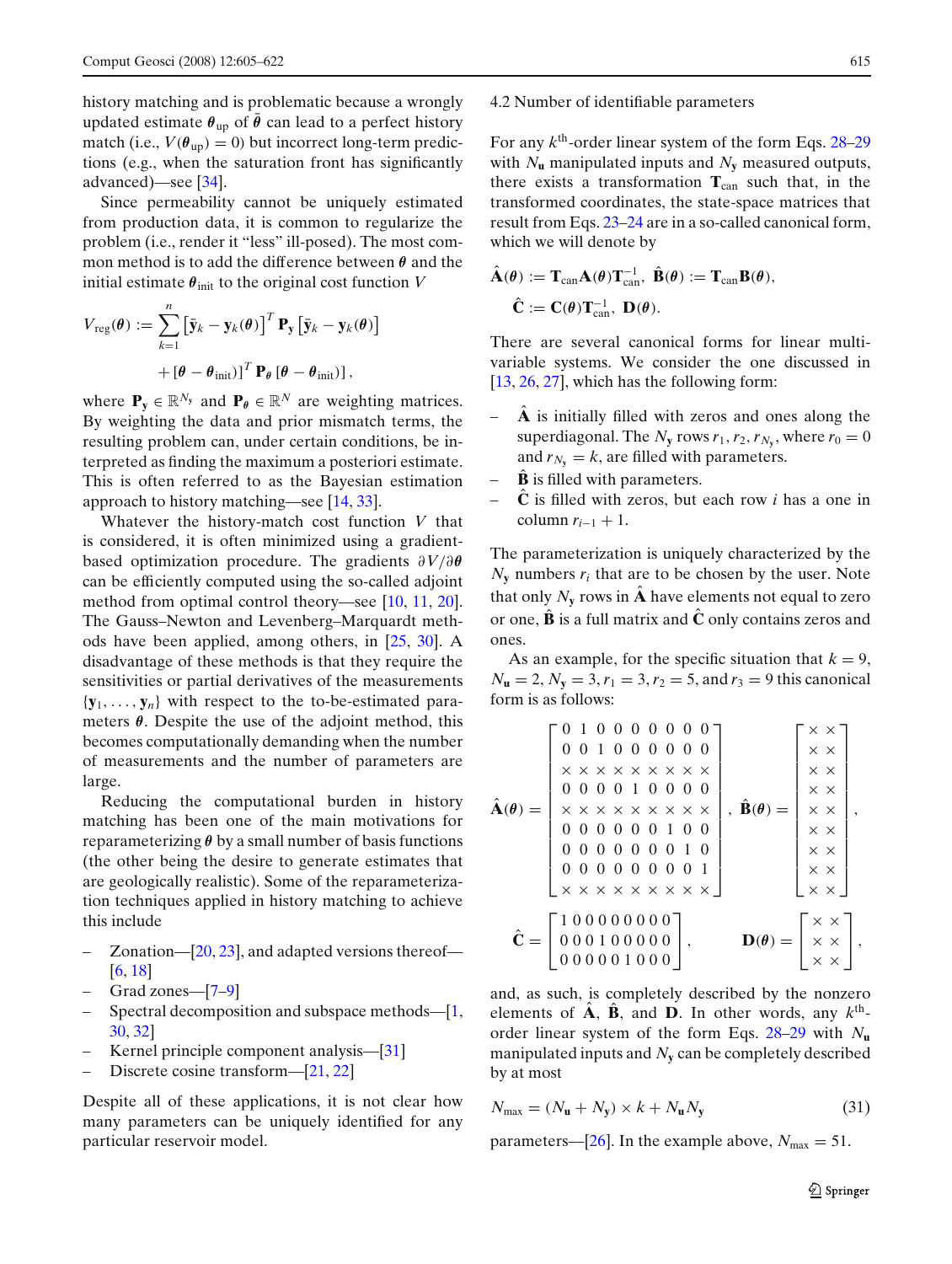history matching and is problematic because a wrongly updated estimate $\boldsymbol{\theta}_{\text{up}}$ of $\bar{\boldsymbol{\theta}}$ can lead to a perfect history match (i.e., $V(\boldsymbol{\theta}_{\text{up}}) = 0$) but incorrect long-term predictions (e.g., when the saturation front has significantly advanced)—see [34].

Since permeability cannot be uniquely estimated from production data, it is common to regularize the problem (i.e., render it "less" ill-posed). The most common method is to add the difference between $\boldsymbol{\theta}$ and the initial estimate $\boldsymbol{\theta}_{\text{init}}$ to the original cost function $V$

$$V_{\text{reg}}(\boldsymbol{\theta}) := \sum_{k=1}^{n} \left[\bar{\mathbf{y}}_k - \mathbf{y}_k(\boldsymbol{\theta})\right]^T \mathbf{P}_{\mathbf{y}} \left[\bar{\mathbf{y}}_k - \mathbf{y}_k(\boldsymbol{\theta})\right] + \left[\boldsymbol{\theta} - \boldsymbol{\theta}_{\text{init}})\right]^T \mathbf{P}_{\boldsymbol{\theta}} \left[\boldsymbol{\theta} - \boldsymbol{\theta}_{\text{init}})\right],$$

where $\mathbf{P}_{\mathbf{y}} \in \mathbb{R}^{N_{\mathbf{y}}}$ and $\mathbf{P}_{\boldsymbol{\theta}} \in \mathbb{R}^{N}$ are weighting matrices. By weighting the data and prior mismatch terms, the resulting problem can, under certain conditions, be interpreted as finding the maximum a posteriori estimate. This is often referred to as the Bayesian estimation approach to history matching—see [14, 33].

Whatever the history-match cost function $V$ that is considered, it is often minimized using a gradient-based optimization procedure. The gradients $\partial V/\partial \boldsymbol{\theta}$ can be efficiently computed using the so-called adjoint method from optimal control theory—see [10, 11, 20]. The Gauss–Newton and Levenberg–Marquardt methods have been applied, among others, in [25, 30]. A disadvantage of these methods is that they require the sensitivities or partial derivatives of the measurements $\{\mathbf{y}_1, \ldots, \mathbf{y}_n\}$ with respect to the to-be-estimated parameters $\boldsymbol{\theta}$. Despite the use of the adjoint method, this becomes computationally demanding when the number of measurements and the number of parameters are large.

Reducing the computational burden in history matching has been one of the main motivations for reparameterizing $\boldsymbol{\theta}$ by a small number of basis functions (the other being the desire to generate estimates that are geologically realistic). Some of the reparameterization techniques applied in history matching to achieve this include

- Zonation—[20, 23], and adapted versions thereof—[6, 18]
- Grad zones—[7–9]
- Spectral decomposition and subspace methods—[1, 30, 32]
- Kernel principle component analysis—[31]
- Discrete cosine transform—[21, 22]

Despite all of these applications, it is not clear how many parameters can be uniquely identified for any particular reservoir model.

## 4.2 Number of identifiable parameters

For any $k^{\text{th}}$-order linear system of the form Eqs. 28–29 with $N_{\mathbf{u}}$ manipulated inputs and $N_{\mathbf{y}}$ measured outputs, there exists a transformation $\mathbf{T}_{\text{can}}$ such that, in the transformed coordinates, the state-space matrices that result from Eqs. 23–24 are in a so-called canonical form, which we will denote by

$$\hat{\mathbf{A}}(\boldsymbol{\theta}) := \mathbf{T}_{\text{can}}\mathbf{A}(\boldsymbol{\theta})\mathbf{T}_{\text{can}}^{-1},\ \hat{\mathbf{B}}(\boldsymbol{\theta}) := \mathbf{T}_{\text{can}}\mathbf{B}(\boldsymbol{\theta}),$$
$$\hat{\mathbf{C}} := \mathbf{C}(\boldsymbol{\theta})\mathbf{T}_{\text{can}}^{-1},\ \mathbf{D}(\boldsymbol{\theta}).$$

There are several canonical forms for linear multivariable systems. We consider the one discussed in [13, 26, 27], which has the following form:

- $\hat{\mathbf{A}}$ is initially filled with zeros and ones along the superdiagonal. The $N_{\mathbf{y}}$ rows $r_1, r_2, r_{N_{\mathbf{y}}}$, where $r_0 = 0$ and $r_{N_{\mathbf{y}}} = k$, are filled with parameters.
- $\hat{\mathbf{B}}$ is filled with parameters.
- $\hat{\mathbf{C}}$ is filled with zeros, but each row $i$ has a one in column $r_{i-1} + 1$.

The parameterization is uniquely characterized by the $N_{\mathbf{y}}$ numbers $r_i$ that are to be chosen by the user. Note that only $N_{\mathbf{y}}$ rows in $\hat{\mathbf{A}}$ have elements not equal to zero or one, $\hat{\mathbf{B}}$ is a full matrix and $\hat{\mathbf{C}}$ only contains zeros and ones.

As an example, for the specific situation that $k = 9$, $N_{\mathbf{u}} = 2$, $N_{\mathbf{y}} = 3$, $r_1 = 3$, $r_2 = 5$, and $r_3 = 9$ this canonical form is as follows:

$$\hat{\mathbf{A}}(\boldsymbol{\theta}) = \begin{bmatrix} 0&1&0&0&0&0&0&0&0\\ 0&0&1&0&0&0&0&0&0\\ \times&\times&\times&\times&\times&\times&\times&\times&\times\\ 0&0&0&0&1&0&0&0&0\\ \times&\times&\times&\times&\times&\times&\times&\times&\times\\ 0&0&0&0&0&0&1&0&0\\ 0&0&0&0&0&0&0&1&0\\ 0&0&0&0&0&0&0&0&1\\ \times&\times&\times&\times&\times&\times&\times&\times&\times \end{bmatrix},\ \hat{\mathbf{B}}(\boldsymbol{\theta}) = \begin{bmatrix} \times&\times\\ \times&\times\\ \times&\times\\ \times&\times\\ \times&\times\\ \times&\times\\ \times&\times\\ \times&\times\\ \times&\times \end{bmatrix},$$

$$\hat{\mathbf{C}} = \begin{bmatrix} 1&0&0&0&0&0&0&0&0\\ 0&0&0&1&0&0&0&0&0\\ 0&0&0&0&0&1&0&0&0 \end{bmatrix},\qquad \mathbf{D}(\boldsymbol{\theta}) = \begin{bmatrix} \times&\times\\ \times&\times\\ \times&\times \end{bmatrix},$$

and, as such, is completely described by the nonzero elements of $\hat{\mathbf{A}}$, $\hat{\mathbf{B}}$, and $\mathbf{D}$. In other words, any $k^{\text{th}}$-order linear system of the form Eqs. 28–29 with $N_{\mathbf{u}}$ manipulated inputs and $N_{\mathbf{y}}$ can be completely described by at most

$$N_{\max} = (N_{\mathbf{u}} + N_{\mathbf{y}}) \times k + N_{\mathbf{u}}N_{\mathbf{y}} \tag{31}$$

parameters—[26]. In the example above, $N_{\max} = 51$.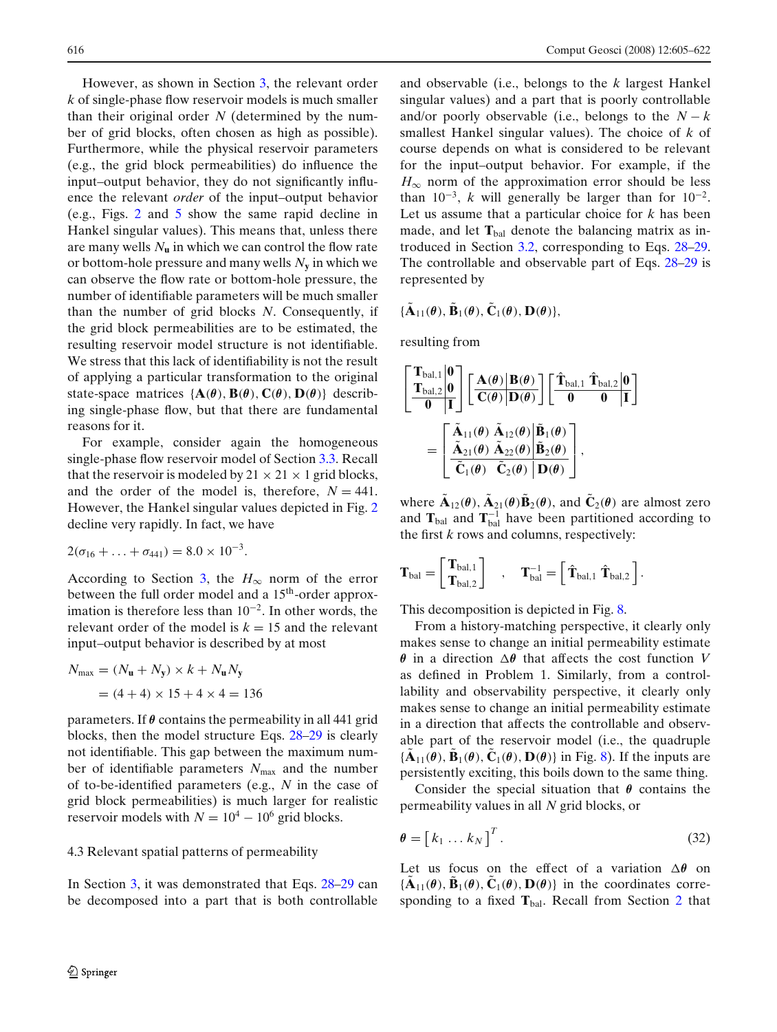However, as shown in Section 3, the relevant order $k$ of single-phase flow reservoir models is much smaller than their original order $N$ (determined by the number of grid blocks, often chosen as high as possible). Furthermore, while the physical reservoir parameters (e.g., the grid block permeabilities) do influence the input–output behavior, they do not significantly influence the relevant *order* of the input–output behavior (e.g., Figs. 2 and 5 show the same rapid decline in Hankel singular values). This means that, unless there are many wells $N_{\mathbf{u}}$ in which we can control the flow rate or bottom-hole pressure and many wells $N_{\mathbf{y}}$ in which we can observe the flow rate or bottom-hole pressure, the number of identifiable parameters will be much smaller than the number of grid blocks $N$. Consequently, if the grid block permeabilities are to be estimated, the resulting reservoir model structure is not identifiable. We stress that this lack of identifiability is not the result of applying a particular transformation to the original state-space matrices $\{\mathbf{A}(\boldsymbol{\theta}), \mathbf{B}(\boldsymbol{\theta}), \mathbf{C}(\boldsymbol{\theta}), \mathbf{D}(\boldsymbol{\theta})\}$ describing single-phase flow, but that there are fundamental reasons for it.

For example, consider again the homogeneous single-phase flow reservoir model of Section 3.3. Recall that the reservoir is modeled by $21 \times 21 \times 1$ grid blocks, and the order of the model is, therefore, $N = 441$. However, the Hankel singular values depicted in Fig. 2 decline very rapidly. In fact, we have

$$2(\sigma_{16} + \ldots + \sigma_{441}) = 8.0 \times 10^{-3}.$$

According to Section 3, the $H_\infty$ norm of the error between the full order model and a 15[th]-order approximation is therefore less than $10^{-2}$. In other words, the relevant order of the model is $k = 15$ and the relevant input–output behavior is described by at most

$$N_{\max} = (N_{\mathbf{u}} + N_{\mathbf{y}}) \times k + N_{\mathbf{u}} N_{\mathbf{y}}$$
$$= (4 + 4) \times 15 + 4 \times 4 = 136$$

parameters. If $\boldsymbol{\theta}$ contains the permeability in all 441 grid blocks, then the model structure Eqs. 28–29 is clearly not identifiable. This gap between the maximum number of identifiable parameters $N_{\max}$ and the number of to-be-identified parameters (e.g., $N$ in the case of grid block permeabilities) is much larger for realistic reservoir models with $N = 10^4 - 10^6$ grid blocks.

### 4.3 Relevant spatial patterns of permeability

In Section 3, it was demonstrated that Eqs. 28–29 can be decomposed into a part that is both controllable and observable (i.e., belongs to the $k$ largest Hankel singular values) and a part that is poorly controllable and/or poorly observable (i.e., belongs to the $N - k$ smallest Hankel singular values). The choice of $k$ of course depends on what is considered to be relevant for the input–output behavior. For example, if the $H_\infty$ norm of the approximation error should be less than $10^{-3}$, $k$ will generally be larger than for $10^{-2}$. Let us assume that a particular choice for $k$ has been made, and let $\mathbf{T}_{\text{bal}}$ denote the balancing matrix as introduced in Section 3.2, corresponding to Eqs. 28–29. The controllable and observable part of Eqs. 28–29 is represented by

$$\{\tilde{\mathbf{A}}_{11}(\boldsymbol{\theta}), \tilde{\mathbf{B}}_1(\boldsymbol{\theta}), \tilde{\mathbf{C}}_1(\boldsymbol{\theta}), \mathbf{D}(\boldsymbol{\theta})\},$$

resulting from

$$\left[\begin{array}{c|c} \mathbf{T}_{\text{bal},1} & \mathbf{0} \\ \mathbf{T}_{\text{bal},2} & \mathbf{0} \\ \hline \mathbf{0} & \mathbf{I} \end{array}\right] \left[\begin{array}{c|c} \mathbf{A}(\boldsymbol{\theta}) & \mathbf{B}(\boldsymbol{\theta}) \\ \hline \mathbf{C}(\boldsymbol{\theta}) & \mathbf{D}(\boldsymbol{\theta}) \end{array}\right] \left[\begin{array}{cc|c} \hat{\mathbf{T}}_{\text{bal},1} & \hat{\mathbf{T}}_{\text{bal},2} & \mathbf{0} \\ \hline \mathbf{0} & \mathbf{0} & \mathbf{I} \end{array}\right]$$
$$= \left[\begin{array}{cc|c} \tilde{\mathbf{A}}_{11}(\boldsymbol{\theta}) & \tilde{\mathbf{A}}_{12}(\boldsymbol{\theta}) & \tilde{\mathbf{B}}_1(\boldsymbol{\theta}) \\ \tilde{\mathbf{A}}_{21}(\boldsymbol{\theta}) & \tilde{\mathbf{A}}_{22}(\boldsymbol{\theta}) & \tilde{\mathbf{B}}_2(\boldsymbol{\theta}) \\ \hline \tilde{\mathbf{C}}_1(\boldsymbol{\theta}) & \tilde{\mathbf{C}}_2(\boldsymbol{\theta}) & \mathbf{D}(\boldsymbol{\theta}) \end{array}\right],$$

where $\tilde{\mathbf{A}}_{12}(\boldsymbol{\theta})$, $\tilde{\mathbf{A}}_{21}(\boldsymbol{\theta})\tilde{\mathbf{B}}_2(\boldsymbol{\theta})$, and $\tilde{\mathbf{C}}_2(\boldsymbol{\theta})$ are almost zero and $\mathbf{T}_{\text{bal}}$ and $\mathbf{T}_{\text{bal}}^{-1}$ have been partitioned according to the first $k$ rows and columns, respectively:

$$\mathbf{T}_{\text{bal}} = \begin{bmatrix} \mathbf{T}_{\text{bal},1} \\ \mathbf{T}_{\text{bal},2} \end{bmatrix} \quad , \quad \mathbf{T}_{\text{bal}}^{-1} = \begin{bmatrix} \hat{\mathbf{T}}_{\text{bal},1} & \hat{\mathbf{T}}_{\text{bal},2} \end{bmatrix}.$$

This decomposition is depicted in Fig. 8.

From a history-matching perspective, it clearly only makes sense to change an initial permeability estimate $\boldsymbol{\theta}$ in a direction $\Delta\boldsymbol{\theta}$ that affects the cost function $V$ as defined in Problem 1. Similarly, from a controllability and observability perspective, it clearly only makes sense to change an initial permeability estimate in a direction that affects the controllable and observable part of the reservoir model (i.e., the quadruple $\{\tilde{\mathbf{A}}_{11}(\boldsymbol{\theta}), \tilde{\mathbf{B}}_1(\boldsymbol{\theta}), \tilde{\mathbf{C}}_1(\boldsymbol{\theta}), \mathbf{D}(\boldsymbol{\theta})\}$ in Fig. 8). If the inputs are persistently exciting, this boils down to the same thing.

Consider the special situation that $\boldsymbol{\theta}$ contains the permeability values in all $N$ grid blocks, or

$$\boldsymbol{\theta} = \begin{bmatrix} k_1 \ \ldots \ k_N \end{bmatrix}^T. \tag{32}$$

Let us focus on the effect of a variation $\Delta\boldsymbol{\theta}$ on $\{\tilde{\mathbf{A}}_{11}(\boldsymbol{\theta}), \tilde{\mathbf{B}}_1(\boldsymbol{\theta}), \tilde{\mathbf{C}}_1(\boldsymbol{\theta}), \mathbf{D}(\boldsymbol{\theta})\}$ in the coordinates corresponding to a fixed $\mathbf{T}_{\text{bal}}$. Recall from Section 2 that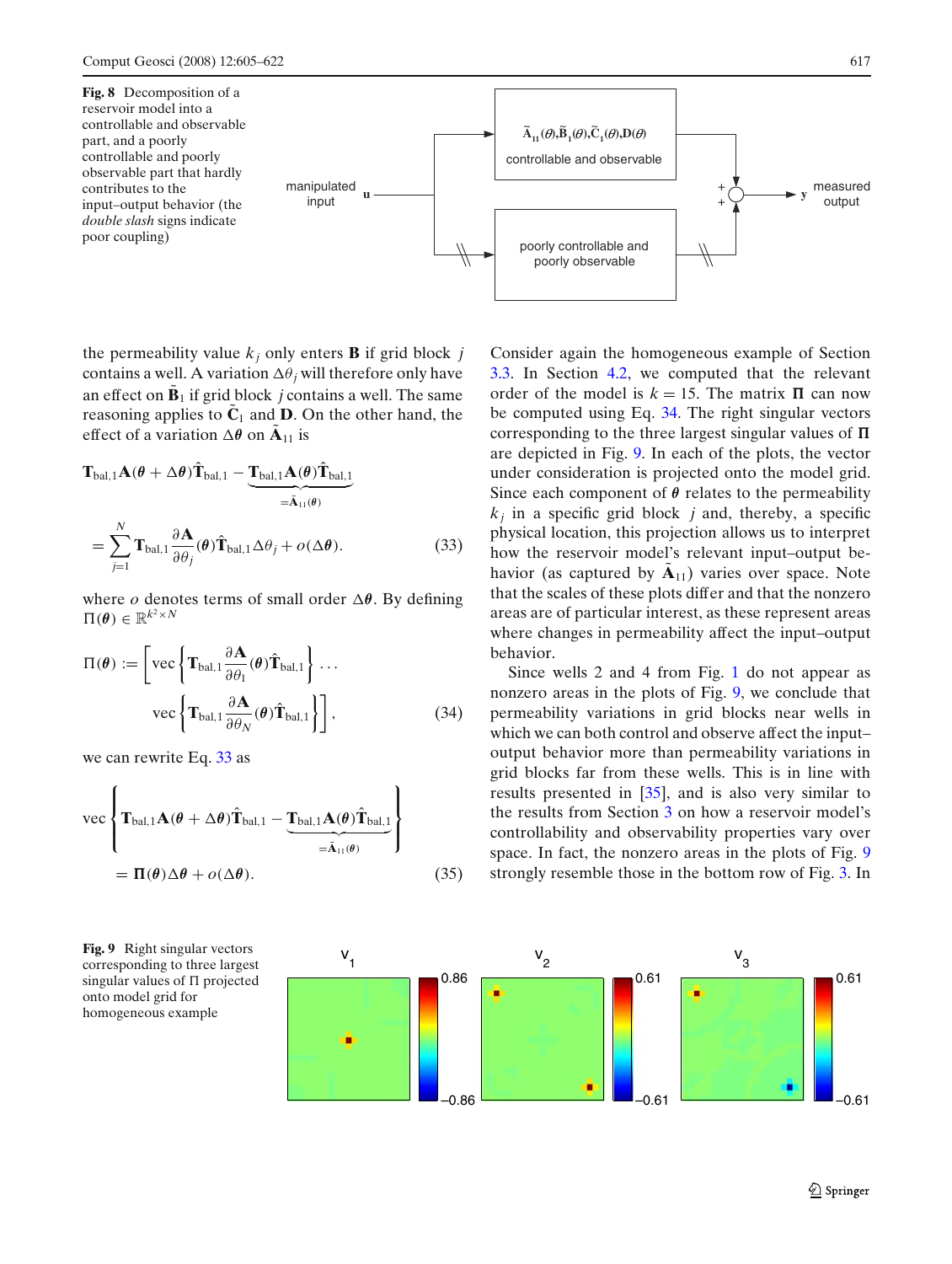**Fig. 8** Decomposition of a reservoir model into a controllable and observable part, and a poorly controllable and poorly observable part that hardly contributes to the input–output behavior (the *double slash* signs indicate poor coupling)

manipulated input
u
$\tilde{\mathbf{A}}_{11}(\theta),\tilde{\mathbf{B}}_1(\theta),\tilde{\mathbf{C}}_1(\theta),\mathbf{D}(\theta)$
controllable and observable
poorly controllable and poorly observable
+
+
y
measured output

the permeability value $k_j$ only enters $\mathbf{B}$ if grid block $j$ contains a well. A variation $\Delta\theta_j$ will therefore only have an effect on $\tilde{\mathbf{B}}_1$ if grid block $j$ contains a well. The same reasoning applies to $\tilde{\mathbf{C}}_1$ and $\mathbf{D}$. On the other hand, the effect of a variation $\Delta\boldsymbol{\theta}$ on $\tilde{\mathbf{A}}_{11}$ is

$$\mathbf{T}_{\text{bal},1}\mathbf{A}(\boldsymbol{\theta}+\Delta\boldsymbol{\theta})\hat{\mathbf{T}}_{\text{bal},1} - \underbrace{\mathbf{T}_{\text{bal},1}\mathbf{A}(\boldsymbol{\theta})\hat{\mathbf{T}}_{\text{bal},1}}_{=\tilde{\mathbf{A}}_{11}(\boldsymbol{\theta})}$$

$$= \sum_{j=1}^{N} \mathbf{T}_{\text{bal},1}\frac{\partial \mathbf{A}}{\partial \theta_j}(\boldsymbol{\theta})\hat{\mathbf{T}}_{\text{bal},1}\Delta\theta_j + o(\Delta\boldsymbol{\theta}). \tag{33}$$

where $o$ denotes terms of small order $\Delta\boldsymbol{\theta}$. By defining $\Pi(\boldsymbol{\theta}) \in \mathbb{R}^{k^2\times N}$

$$\Pi(\boldsymbol{\theta}) := \left[\text{vec}\left\{\mathbf{T}_{\text{bal},1}\frac{\partial \mathbf{A}}{\partial \theta_1}(\boldsymbol{\theta})\hat{\mathbf{T}}_{\text{bal},1}\right\} \dots \text{vec}\left\{\mathbf{T}_{\text{bal},1}\frac{\partial \mathbf{A}}{\partial \theta_N}(\boldsymbol{\theta})\hat{\mathbf{T}}_{\text{bal},1}\right\}\right], \tag{34}$$

we can rewrite Eq. 33 as

$$\text{vec}\left\{\mathbf{T}_{\text{bal},1}\mathbf{A}(\boldsymbol{\theta}+\Delta\boldsymbol{\theta})\hat{\mathbf{T}}_{\text{bal},1} - \underbrace{\mathbf{T}_{\text{bal},1}\mathbf{A}(\boldsymbol{\theta})\hat{\mathbf{T}}_{\text{bal},1}}_{=\tilde{\mathbf{A}}_{11}(\boldsymbol{\theta})}\right\}$$

$$= \boldsymbol{\Pi}(\boldsymbol{\theta})\Delta\boldsymbol{\theta} + o(\Delta\boldsymbol{\theta}). \tag{35}$$

Consider again the homogeneous example of Section 3.3. In Section 4.2, we computed that the relevant order of the model is $k = 15$. The matrix $\boldsymbol{\Pi}$ can now be computed using Eq. 34. The right singular vectors corresponding to the three largest singular values of $\boldsymbol{\Pi}$ are depicted in Fig. 9. In each of the plots, the vector under consideration is projected onto the model grid. Since each component of $\boldsymbol{\theta}$ relates to the permeability $k_j$ in a specific grid block $j$ and, thereby, a specific physical location, this projection allows us to interpret how the reservoir model's relevant input–output behavior (as captured by $\tilde{\mathbf{A}}_{11}$) varies over space. Note that the scales of these plots differ and that the nonzero areas are of particular interest, as these represent areas where changes in permeability affect the input–output behavior.

Since wells 2 and 4 from Fig. 1 do not appear as nonzero areas in the plots of Fig. 9, we conclude that permeability variations in grid blocks near wells in which we can both control and observe affect the input–output behavior more than permeability variations in grid blocks far from these wells. This is in line with results presented in [35], and is also very similar to the results from Section 3 on how a reservoir model's controllability and observability properties vary over space. In fact, the nonzero areas in the plots of Fig. 9 strongly resemble those in the bottom row of Fig. 3. In

**Fig. 9** Right singular vectors corresponding to three largest singular values of Π projected onto model grid for homogeneous example

$v_1$
0.86
−0.86
$v_2$
0.61
−0.61
$v_3$
0.61
−0.61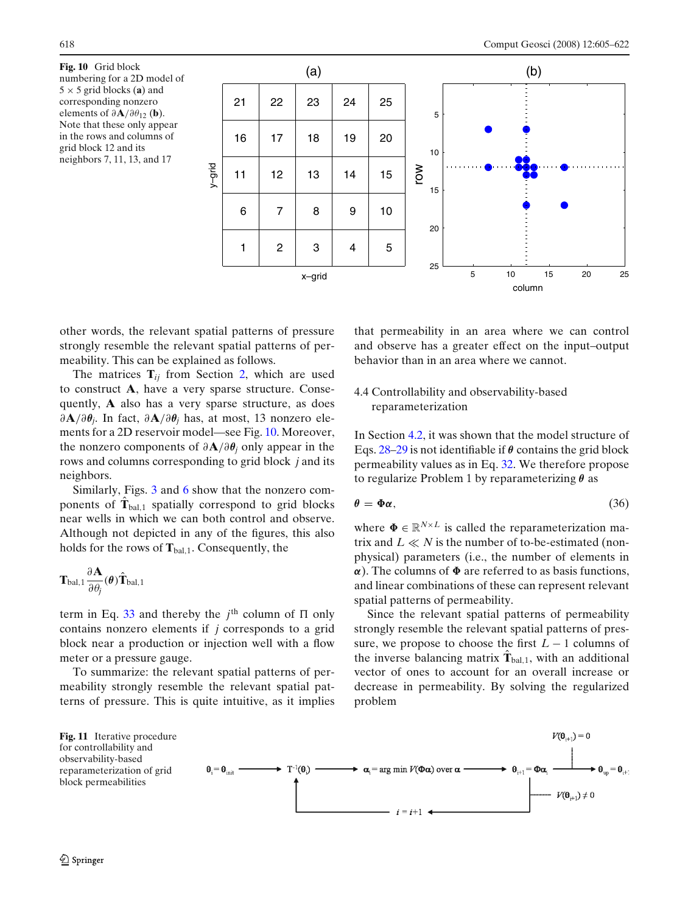**Fig. 10** Grid block numbering for a 2D model of $5 \times 5$ grid blocks (**a**) and corresponding nonzero elements of $\partial \mathbf{A}/\partial \theta_{12}$ (**b**). Note that these only appear in the rows and columns of grid block 12 and its neighbors 7, 11, 13, and 17

(a)

21 22 23 24 25
16 17 18 19 20
11 12 13 14 15
6 7 8 9 10
1 2 3 4 5

y–grid

x–grid

(b)

row

column

5 10 15 20 25

5 10 15 20 25

other words, the relevant spatial patterns of pressure strongly resemble the relevant spatial patterns of permeability. This can be explained as follows.

The matrices $\mathbf{T}_{ij}$ from Section 2, which are used to construct $\mathbf{A}$, have a very sparse structure. Consequently, $\mathbf{A}$ also has a very sparse structure, as does $\partial \mathbf{A}/\partial \boldsymbol{\theta}_j$. In fact, $\partial \mathbf{A}/\partial \boldsymbol{\theta}_j$ has, at most, 13 nonzero elements for a 2D reservoir model—see Fig. 10. Moreover, the nonzero components of $\partial \mathbf{A}/\partial \boldsymbol{\theta}_j$ only appear in the rows and columns corresponding to grid block $j$ and its neighbors.

Similarly, Figs. 3 and 6 show that the nonzero components of $\hat{\mathbf{T}}_{\text{bal},1}$ spatially correspond to grid blocks near wells in which we can both control and observe. Although not depicted in any of the figures, this also holds for the rows of $\mathbf{T}_{\text{bal},1}$. Consequently, the

$$\mathbf{T}_{\text{bal},1} \frac{\partial \mathbf{A}}{\partial \theta_j}(\boldsymbol{\theta}) \hat{\mathbf{T}}_{\text{bal},1}$$

term in Eq. 33 and thereby the $j^{\text{th}}$ column of $\Pi$ only contains nonzero elements if $j$ corresponds to a grid block near a production or injection well with a flow meter or a pressure gauge.

To summarize: the relevant spatial patterns of permeability strongly resemble the relevant spatial patterns of pressure. This is quite intuitive, as it implies that permeability in an area where we can control and observe has a greater effect on the input–output behavior than in an area where we cannot.

### 4.4 Controllability and observability-based reparameterization

In Section 4.2, it was shown that the model structure of Eqs. 28–29 is not identifiable if $\boldsymbol{\theta}$ contains the grid block permeability values as in Eq. 32. We therefore propose to regularize Problem 1 by reparameterizing $\boldsymbol{\theta}$ as

$$\boldsymbol{\theta} = \boldsymbol{\Phi}\boldsymbol{\alpha}, \tag{36}$$

where $\boldsymbol{\Phi} \in \mathbb{R}^{N \times L}$ is called the reparameterization matrix and $L \ll N$ is the number of to-be-estimated (non-physical) parameters (i.e., the number of elements in $\boldsymbol{\alpha}$). The columns of $\boldsymbol{\Phi}$ are referred to as basis functions, and linear combinations of these can represent relevant spatial patterns of permeability.

Since the relevant spatial patterns of permeability strongly resemble the relevant spatial patterns of pressure, we propose to choose the first $L-1$ columns of the inverse balancing matrix $\hat{\mathbf{T}}_{\text{bal},1}$, with an additional vector of ones to account for an overall increase or decrease in permeability. By solving the regularized problem

**Fig. 11** Iterative procedure for controllability and observability-based reparameterization of grid block permeabilities

$\theta_i = \theta_{\text{init}}$ → $T^{-1}(\theta_i)$ → $\alpha_i = \arg\min V(\Phi\alpha)$ over $\alpha$ → $\theta_{i+1} = \Phi\alpha_i$ → $\theta_{\text{up}} = \theta_{i+1}$

$V(\theta_{i+1}) = 0$

$V(\theta_{i+1}) \neq 0$

$i = i+1$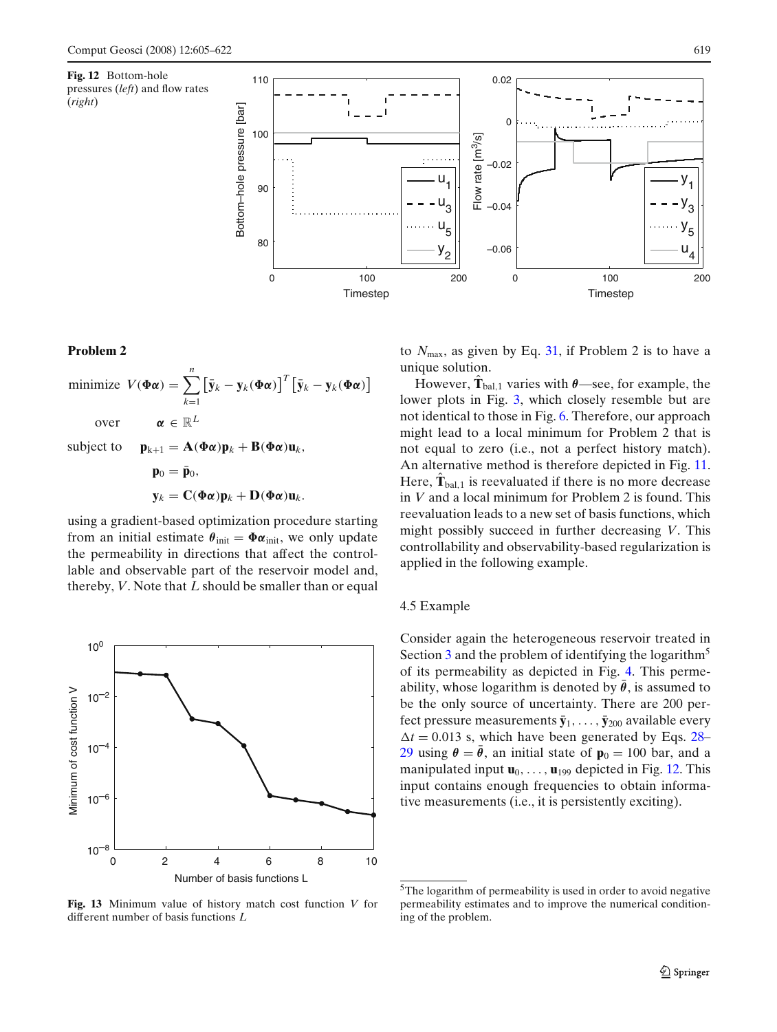Bottom–hole pressure [bar]

110

100

90

80

0

100

200

Timestep

u1

u3

u5

y2

Flow rate [m3/s]

0.02

0

−0.02

−0.04

−0.06

0

100

200

Timestep

y1

y3

y5

u4

**Fig. 12** Bottom-hole pressures (*left*) and flow rates (*right*)

**Problem 2**

$$\text{minimize} \quad V(\Phi\alpha) = \sum_{k=1}^{n} \left[\bar{\mathbf{y}}_k - \mathbf{y}_k(\Phi\alpha)\right]^T \left[\bar{\mathbf{y}}_k - \mathbf{y}_k(\Phi\alpha)\right]$$

$$\text{over} \quad \alpha \in \mathbb{R}^L$$

$$\text{subject to} \quad \mathbf{p}_{k+1} = \mathbf{A}(\Phi\alpha)\mathbf{p}_k + \mathbf{B}(\Phi\alpha)\mathbf{u}_k,$$

$$\mathbf{p}_0 = \bar{\mathbf{p}}_0,$$

$$\mathbf{y}_k = \mathbf{C}(\Phi\alpha)\mathbf{p}_k + \mathbf{D}(\Phi\alpha)\mathbf{u}_k.$$

using a gradient-based optimization procedure starting from an initial estimate $\theta_{\text{init}} = \Phi\alpha_{\text{init}}$, we only update the permeability in directions that affect the controllable and observable part of the reservoir model and, thereby, $V$. Note that $L$ should be smaller than or equal to $N_{\max}$, as given by Eq. 31, if Problem 2 is to have a unique solution.

However, $\hat{\mathbf{T}}_{\text{bal},1}$ varies with $\theta$—see, for example, the lower plots in Fig. 3, which closely resemble but are not identical to those in Fig. 6. Therefore, our approach might lead to a local minimum for Problem 2 that is not equal to zero (i.e., not a perfect history match). An alternative method is therefore depicted in Fig. 11. Here, $\hat{\mathbf{T}}_{\text{bal},1}$ is reevaluated if there is no more decrease in $V$ and a local minimum for Problem 2 is found. This reevaluation leads to a new set of basis functions, which might possibly succeed in further decreasing $V$. This controllability and observability-based regularization is applied in the following example.

Minimum of cost function V

$10^{0}$

$10^{-2}$

$10^{-4}$

$10^{-6}$

$10^{-8}$

0

2

4

6

8

10

Number of basis functions L

**Fig. 13** Minimum value of history match cost function $V$ for different number of basis functions $L$

### 4.5 Example

Consider again the heterogeneous reservoir treated in Section 3 and the problem of identifying the logarithm[5] of its permeability as depicted in Fig. 4. This permeability, whose logarithm is denoted by $\bar{\theta}$, is assumed to be the only source of uncertainty. There are 200 perfect pressure measurements $\bar{\mathbf{y}}_1, \ldots, \bar{\mathbf{y}}_{200}$ available every $\Delta t = 0.013$ s, which have been generated by Eqs. 28–29 using $\theta = \bar{\theta}$, an initial state of $\mathbf{p}_0 = 100$ bar, and a manipulated input $\mathbf{u}_0, \ldots, \mathbf{u}_{199}$ depicted in Fig. 12. This input contains enough frequencies to obtain informative measurements (i.e., it is persistently exciting).

[5] The logarithm of permeability is used in order to avoid negative permeability estimates and to improve the numerical conditioning of the problem.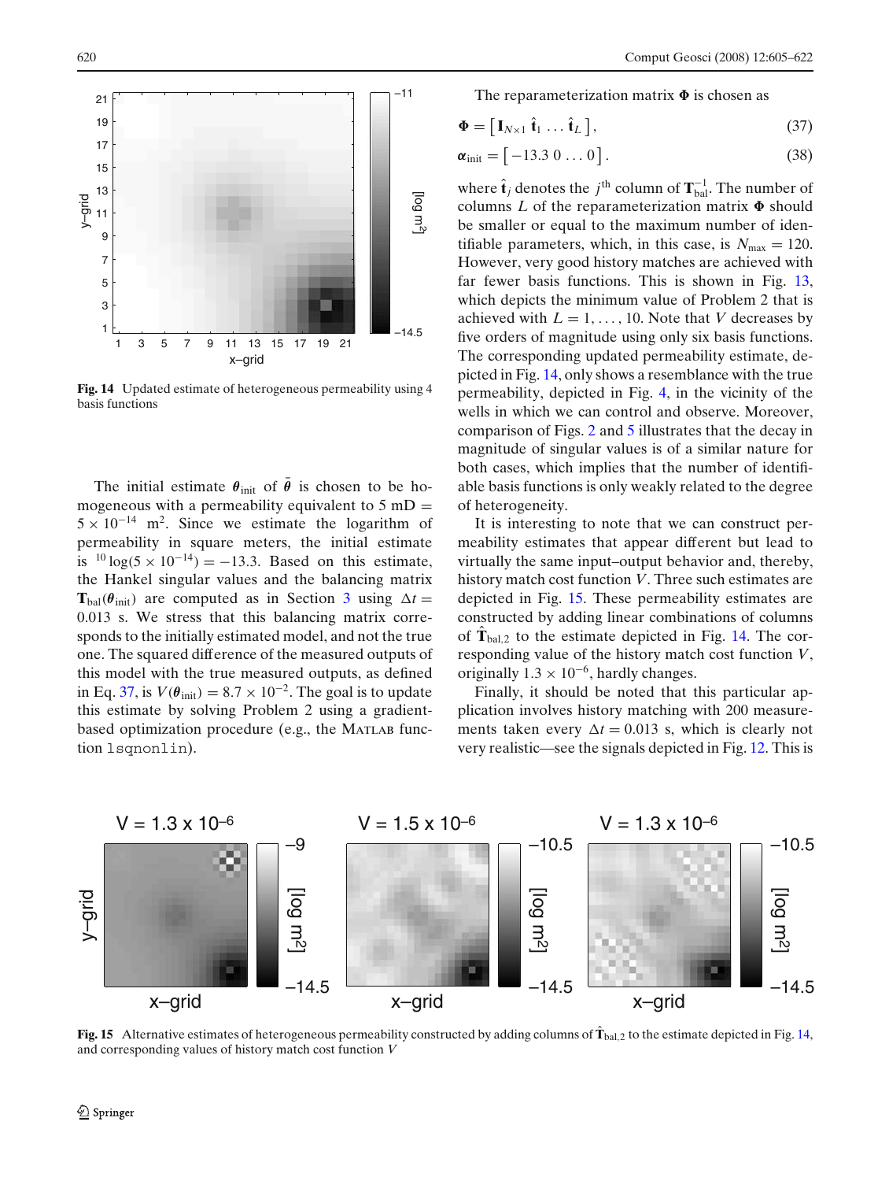21
19
17
15
13
11
9
7
5
3
1

y–grid

1 3 5 7 9 11 13 15 17 19 21

x–grid

−11

[log m²]

−14.5

**Fig. 14** Updated estimate of heterogeneous permeability using 4 basis functions

The initial estimate $\boldsymbol{\theta}_{\text{init}}$ of $\bar{\boldsymbol{\theta}}$ is chosen to be homogeneous with a permeability equivalent to 5 mD = $5 \times 10^{-14}$ m$^2$. Since we estimate the logarithm of permeability in square meters, the initial estimate is $^{10}\log(5 \times 10^{-14}) = -13.3$. Based on this estimate, the Hankel singular values and the balancing matrix $\mathbf{T}_{\text{bal}}(\boldsymbol{\theta}_{\text{init}})$ are computed as in Section 3 using $\Delta t = 0.013$ s. We stress that this balancing matrix corresponds to the initially estimated model, and not the true one. The squared difference of the measured outputs of this model with the true measured outputs, as defined in Eq. 37, is $V(\boldsymbol{\theta}_{\text{init}}) = 8.7 \times 10^{-2}$. The goal is to update this estimate by solving Problem 2 using a gradient-based optimization procedure (e.g., the MATLAB function `lsqnonlin`).

The reparameterization matrix $\boldsymbol{\Phi}$ is chosen as

$$\boldsymbol{\Phi} = \left[\mathbf{I}_{N \times 1}\ \hat{\mathbf{t}}_1 \ldots \hat{\mathbf{t}}_L\right], \tag{37}$$

$$\boldsymbol{\alpha}_{\text{init}} = \left[-13.3\ 0 \ldots 0\right]. \tag{38}$$

where $\hat{\mathbf{t}}_j$ denotes the $j^{\text{th}}$ column of $\mathbf{T}_{\text{bal}}^{-1}$. The number of columns $L$ of the reparameterization matrix $\boldsymbol{\Phi}$ should be smaller or equal to the maximum number of identifiable parameters, which, in this case, is $N_{\max} = 120$. However, very good history matches are achieved with far fewer basis functions. This is shown in Fig. 13, which depicts the minimum value of Problem 2 that is achieved with $L = 1, \ldots, 10$. Note that $V$ decreases by five orders of magnitude using only six basis functions. The corresponding updated permeability estimate, depicted in Fig. 14, only shows a resemblance with the true permeability, depicted in Fig. 4, in the vicinity of the wells in which we can control and observe. Moreover, comparison of Figs. 2 and 5 illustrates that the decay in magnitude of singular values is of a similar nature for both cases, which implies that the number of identifiable basis functions is only weakly related to the degree of heterogeneity.

It is interesting to note that we can construct permeability estimates that appear different but lead to virtually the same input–output behavior and, thereby, history match cost function $V$. Three such estimates are depicted in Fig. 15. These permeability estimates are constructed by adding linear combinations of columns of $\hat{\mathbf{T}}_{\text{bal},2}$ to the estimate depicted in Fig. 14. The corresponding value of the history match cost function $V$, originally $1.3 \times 10^{-6}$, hardly changes.

Finally, it should be noted that this particular application involves history matching with 200 measurements taken every $\Delta t = 0.013$ s, which is clearly not very realistic—see the signals depicted in Fig. 12. This is

V = 1.3 x 10⁻⁶ | y–grid | x–grid | −9 | [log m²] | −14.5

V = 1.5 x 10⁻⁶ | x–grid | −10.5 | [log m²] | −14.5

V = 1.3 x 10⁻⁶ | x–grid | −10.5 | [log m²] | −14.5

**Fig. 15** Alternative estimates of heterogeneous permeability constructed by adding columns of $\hat{\mathbf{T}}_{\text{bal},2}$ to the estimate depicted in Fig. 14, and corresponding values of history match cost function $V$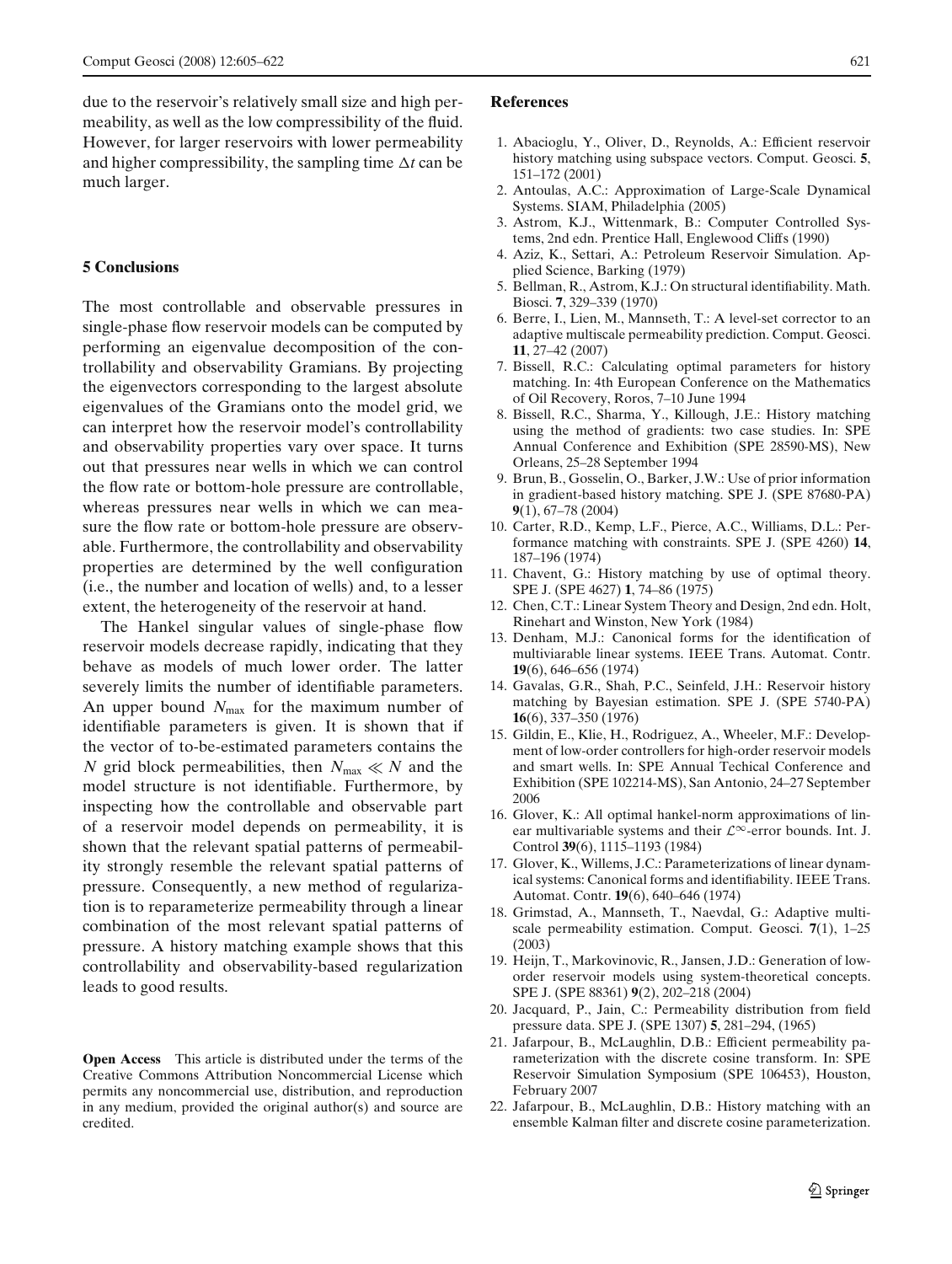due to the reservoir's relatively small size and high permeability, as well as the low compressibility of the fluid. However, for larger reservoirs with lower permeability and higher compressibility, the sampling time $\Delta t$ can be much larger.

## 5 Conclusions

The most controllable and observable pressures in single-phase flow reservoir models can be computed by performing an eigenvalue decomposition of the controllability and observability Gramians. By projecting the eigenvectors corresponding to the largest absolute eigenvalues of the Gramians onto the model grid, we can interpret how the reservoir model's controllability and observability properties vary over space. It turns out that pressures near wells in which we can control the flow rate or bottom-hole pressure are controllable, whereas pressures near wells in which we can measure the flow rate or bottom-hole pressure are observable. Furthermore, the controllability and observability properties are determined by the well configuration (i.e., the number and location of wells) and, to a lesser extent, the heterogeneity of the reservoir at hand.

The Hankel singular values of single-phase flow reservoir models decrease rapidly, indicating that they behave as models of much lower order. The latter severely limits the number of identifiable parameters. An upper bound $N_{\max}$ for the maximum number of identifiable parameters is given. It is shown that if the vector of to-be-estimated parameters contains the $N$ grid block permeabilities, then $N_{\max} \ll N$ and the model structure is not identifiable. Furthermore, by inspecting how the controllable and observable part of a reservoir model depends on permeability, it is shown that the relevant spatial patterns of permeability strongly resemble the relevant spatial patterns of pressure. Consequently, a new method of regularization is to reparameterize permeability through a linear combination of the most relevant spatial patterns of pressure. A history matching example shows that this controllability and observability-based regularization leads to good results.

**Open Access** This article is distributed under the terms of the Creative Commons Attribution Noncommercial License which permits any noncommercial use, distribution, and reproduction in any medium, provided the original author(s) and source are credited.

## References

1. Abacioglu, Y., Oliver, D., Reynolds, A.: Efficient reservoir history matching using subspace vectors. Comput. Geosci. **5**, 151–172 (2001)
2. Antoulas, A.C.: Approximation of Large-Scale Dynamical Systems. SIAM, Philadelphia (2005)
3. Astrom, K.J., Wittenmark, B.: Computer Controlled Systems, 2nd edn. Prentice Hall, Englewood Cliffs (1990)
4. Aziz, K., Settari, A.: Petroleum Reservoir Simulation. Applied Science, Barking (1979)
5. Bellman, R., Astrom, K.J.: On structural identifiability. Math. Biosci. **7**, 329–339 (1970)
6. Berre, I., Lien, M., Mannseth, T.: A level-set corrector to an adaptive multiscale permeability prediction. Comput. Geosci. **11**, 27–42 (2007)
7. Bissell, R.C.: Calculating optimal parameters for history matching. In: 4th European Conference on the Mathematics of Oil Recovery, Roros, 7–10 June 1994
8. Bissell, R.C., Sharma, Y., Killough, J.E.: History matching using the method of gradients: two case studies. In: SPE Annual Conference and Exhibition (SPE 28590-MS), New Orleans, 25–28 September 1994
9. Brun, B., Gosselin, O., Barker, J.W.: Use of prior information in gradient-based history matching. SPE J. (SPE 87680-PA) **9**(1), 67–78 (2004)
10. Carter, R.D., Kemp, L.F., Pierce, A.C., Williams, D.L.: Performance matching with constraints. SPE J. (SPE 4260) **14**, 187–196 (1974)
11. Chavent, G.: History matching by use of optimal theory. SPE J. (SPE 4627) **1**, 74–86 (1975)
12. Chen, C.T.: Linear System Theory and Design, 2nd edn. Holt, Rinehart and Winston, New York (1984)
13. Denham, M.J.: Canonical forms for the identification of multiviarable linear systems. IEEE Trans. Automat. Contr. **19**(6), 646–656 (1974)
14. Gavalas, G.R., Shah, P.C., Seinfeld, J.H.: Reservoir history matching by Bayesian estimation. SPE J. (SPE 5740-PA) **16**(6), 337–350 (1976)
15. Gildin, E., Klie, H., Rodriguez, A., Wheeler, M.F.: Development of low-order controllers for high-order reservoir models and smart wells. In: SPE Annual Techical Conference and Exhibition (SPE 102214-MS), San Antonio, 24–27 September 2006
16. Glover, K.: All optimal hankel-norm approximations of linear multivariable systems and their $\mathcal{L}^{\infty}$-error bounds. Int. J. Control **39**(6), 1115–1193 (1984)
17. Glover, K., Willems, J.C.: Parameterizations of linear dynamical systems: Canonical forms and identifiability. IEEE Trans. Automat. Contr. **19**(6), 640–646 (1974)
18. Grimstad, A., Mannseth, T., Naevdal, G.: Adaptive multiscale permeability estimation. Comput. Geosci. **7**(1), 1–25 (2003)
19. Heijn, T., Markovinovic, R., Jansen, J.D.: Generation of low-order reservoir models using system-theoretical concepts. SPE J. (SPE 88361) **9**(2), 202–218 (2004)
20. Jacquard, P., Jain, C.: Permeability distribution from field pressure data. SPE J. (SPE 1307) **5**, 281–294, (1965)
21. Jafarpour, B., McLaughlin, D.B.: Efficient permeability parameterization with the discrete cosine transform. In: SPE Reservoir Simulation Symposium (SPE 106453), Houston, February 2007
22. Jafarpour, B., McLaughlin, D.B.: History matching with an ensemble Kalman filter and discrete cosine parameterization.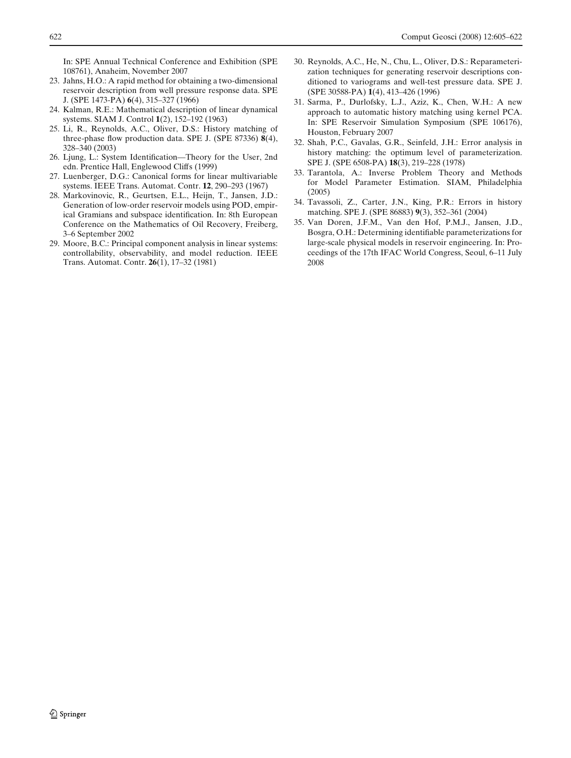In: SPE Annual Technical Conference and Exhibition (SPE 108761), Anaheim, November 2007

23. Jahns, H.O.: A rapid method for obtaining a two-dimensional reservoir description from well pressure response data. SPE J. (SPE 1473-PA) **6**(4), 315–327 (1966)
24. Kalman, R.E.: Mathematical description of linear dynamical systems. SIAM J. Control **1**(2), 152–192 (1963)
25. Li, R., Reynolds, A.C., Oliver, D.S.: History matching of three-phase flow production data. SPE J. (SPE 87336) **8**(4), 328–340 (2003)
26. Ljung, L.: System Identification—Theory for the User, 2nd edn. Prentice Hall, Englewood Cliffs (1999)
27. Luenberger, D.G.: Canonical forms for linear multivariable systems. IEEE Trans. Automat. Contr. **12**, 290–293 (1967)
28. Markovinovic, R., Geurtsen, E.L., Heijn, T., Jansen, J.D.: Generation of low-order reservoir models using POD, empirical Gramians and subspace identification. In: 8th European Conference on the Mathematics of Oil Recovery, Freiberg, 3–6 September 2002
29. Moore, B.C.: Principal component analysis in linear systems: controllability, observability, and model reduction. IEEE Trans. Automat. Contr. **26**(1), 17–32 (1981)
30. Reynolds, A.C., He, N., Chu, L., Oliver, D.S.: Reparameterization techniques for generating reservoir descriptions conditioned to variograms and well-test pressure data. SPE J. (SPE 30588-PA) **1**(4), 413–426 (1996)
31. Sarma, P., Durlofsky, L.J., Aziz, K., Chen, W.H.: A new approach to automatic history matching using kernel PCA. In: SPE Reservoir Simulation Symposium (SPE 106176), Houston, February 2007
32. Shah, P.C., Gavalas, G.R., Seinfeld, J.H.: Error analysis in history matching: the optimum level of parameterization. SPE J. (SPE 6508-PA) **18**(3), 219–228 (1978)
33. Tarantola, A.: Inverse Problem Theory and Methods for Model Parameter Estimation. SIAM, Philadelphia (2005)
34. Tavassoli, Z., Carter, J.N., King, P.R.: Errors in history matching. SPE J. (SPE 86883) **9**(3), 352–361 (2004)
35. Van Doren, J.F.M., Van den Hof, P.M.J., Jansen, J.D., Bosgra, O.H.: Determining identifiable parameterizations for large-scale physical models in reservoir engineering. In: Proceedings of the 17th IFAC World Congress, Seoul, 6–11 July 2008